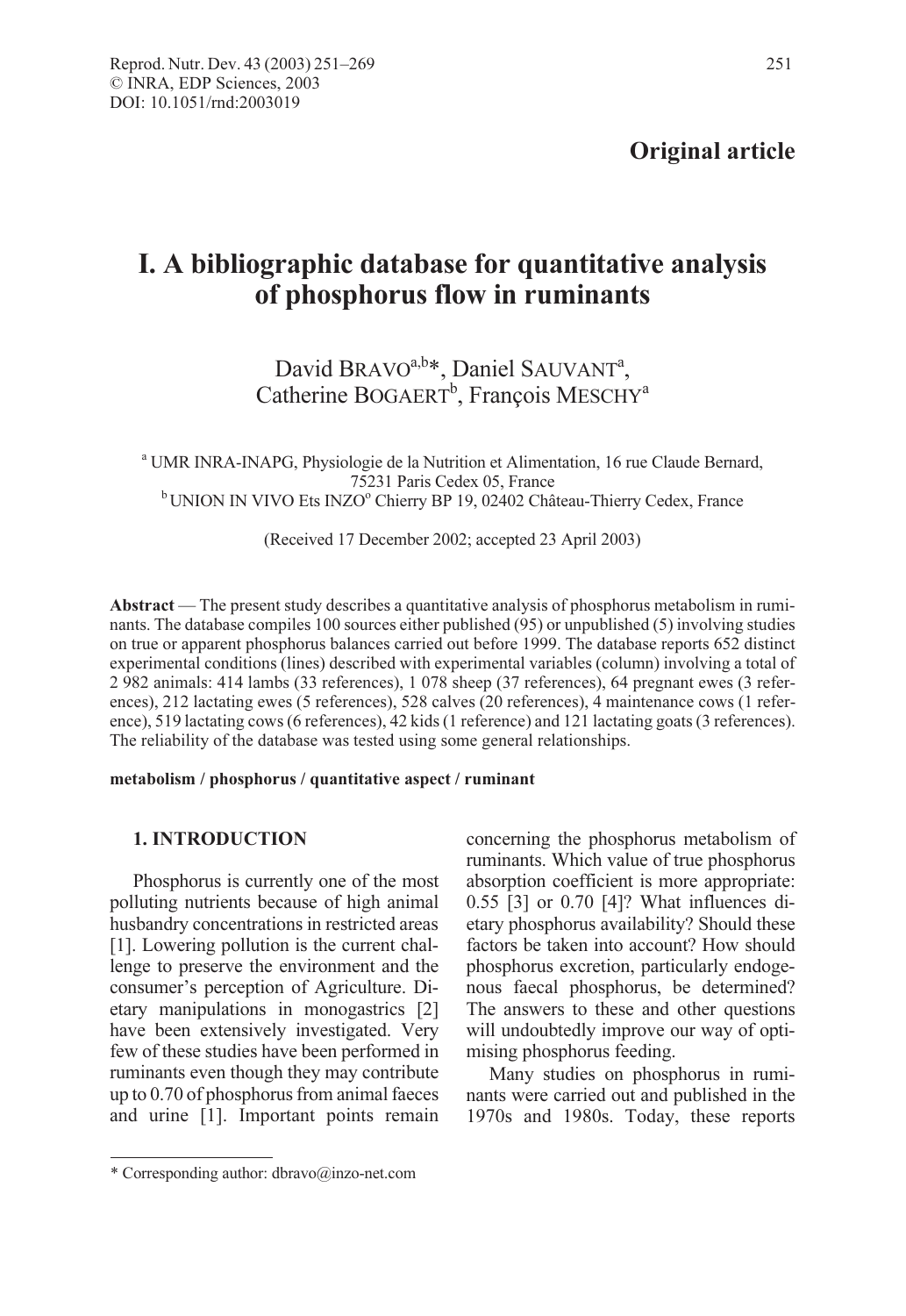**Original article**

# I. A bibliographic database for quantitative analysis of phosphorus flow in ruminants

David BRAVO[a,b]*, Daniel SAUVANT[a], Catherine BOGAERT[b], François MESCHY[a]

[a] UMR INRA-INAPG, Physiologie de la Nutrition et Alimentation, 16 rue Claude Bernard, 75231 Paris Cedex 05, France

[b] UNION IN VIVO Ets INZO° Chierry BP 19, 02402 Château-Thierry Cedex, France

(Received 17 December 2002; accepted 23 April 2003)

**Abstract** — The present study describes a quantitative analysis of phosphorus metabolism in ruminants. The database compiles 100 sources either published (95) or unpublished (5) involving studies on true or apparent phosphorus balances carried out before 1999. The database reports 652 distinct experimental conditions (lines) described with experimental variables (column) involving a total of 2 982 animals: 414 lambs (33 references), 1 078 sheep (37 references), 64 pregnant ewes (3 references), 212 lactating ewes (5 references), 528 calves (20 references), 4 maintenance cows (1 reference), 519 lactating cows (6 references), 42 kids (1 reference) and 121 lactating goats (3 references). The reliability of the database was tested using some general relationships.

**metabolism / phosphorus / quantitative aspect / ruminant**

## 1. INTRODUCTION

Phosphorus is currently one of the most polluting nutrients because of high animal husbandry concentrations in restricted areas [1]. Lowering pollution is the current challenge to preserve the environment and the consumer's perception of Agriculture. Dietary manipulations in monogastrics [2] have been extensively investigated. Very few of these studies have been performed in ruminants even though they may contribute up to 0.70 of phosphorus from animal faeces and urine [1]. Important points remain concerning the phosphorus metabolism of ruminants. Which value of true phosphorus absorption coefficient is more appropriate: 0.55 [3] or 0.70 [4]? What influences dietary phosphorus availability? Should these factors be taken into account? How should phosphorus excretion, particularly endogenous faecal phosphorus, be determined? The answers to these and other questions will undoubtedly improve our way of optimising phosphorus feeding.

Many studies on phosphorus in ruminants were carried out and published in the 1970s and 1980s. Today, these reports

---

* Corresponding author: dbravo@inzo-net.com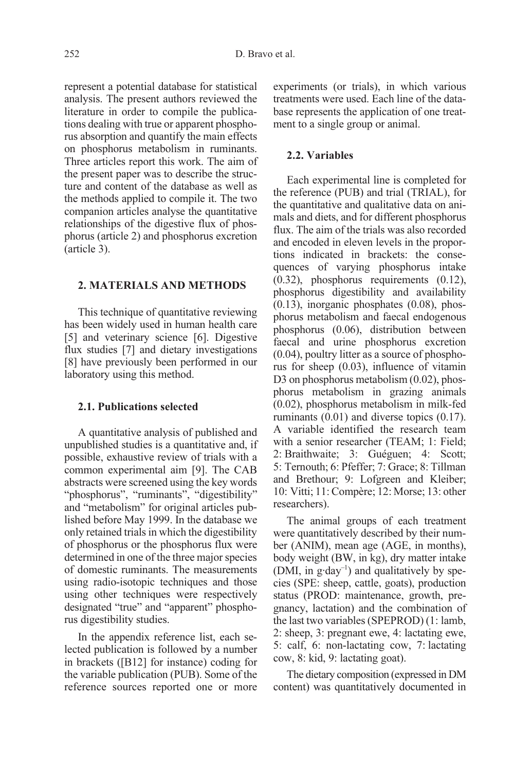represent a potential database for statistical analysis. The present authors reviewed the literature in order to compile the publications dealing with true or apparent phosphorus absorption and quantify the main effects on phosphorus metabolism in ruminants. Three articles report this work. The aim of the present paper was to describe the structure and content of the database as well as the methods applied to compile it. The two companion articles analyse the quantitative relationships of the digestive flux of phosphorus (article 2) and phosphorus excretion (article 3).

## 2. MATERIALS AND METHODS

This technique of quantitative reviewing has been widely used in human health care [5] and veterinary science [6]. Digestive flux studies [7] and dietary investigations [8] have previously been performed in our laboratory using this method.

### 2.1. Publications selected

A quantitative analysis of published and unpublished studies is a quantitative and, if possible, exhaustive review of trials with a common experimental aim [9]. The CAB abstracts were screened using the key words "phosphorus", "ruminants", "digestibility" and "metabolism" for original articles published before May 1999. In the database we only retained trials in which the digestibility of phosphorus or the phosphorus flux were determined in one of the three major species of domestic ruminants. The measurements using radio-isotopic techniques and those using other techniques were respectively designated "true" and "apparent" phosphorus digestibility studies.

In the appendix reference list, each selected publication is followed by a number in brackets ([B12] for instance) coding for the variable publication (PUB). Some of the reference sources reported one or more experiments (or trials), in which various treatments were used. Each line of the database represents the application of one treatment to a single group or animal.

### 2.2. Variables

Each experimental line is completed for the reference (PUB) and trial (TRIAL), for the quantitative and qualitative data on animals and diets, and for different phosphorus flux. The aim of the trials was also recorded and encoded in eleven levels in the proportions indicated in brackets: the consequences of varying phosphorus intake (0.32), phosphorus requirements (0.12), phosphorus digestibility and availability (0.13), inorganic phosphates (0.08), phosphorus metabolism and faecal endogenous phosphorus (0.06), distribution between faecal and urine phosphorus excretion (0.04), poultry litter as a source of phosphorus for sheep (0.03), influence of vitamin D3 on phosphorus metabolism (0.02), phosphorus metabolism in grazing animals (0.02), phosphorus metabolism in milk-fed ruminants (0.01) and diverse topics (0.17). A variable identified the research team with a senior researcher (TEAM; 1: Field; 2: Braithwaite; 3: Guéguen; 4: Scott; 5: Ternouth; 6: Pfeffer; 7: Grace; 8: Tillman and Brethour; 9: Lofgreen and Kleiber; 10: Vitti; 11: Compère; 12: Morse; 13: other researchers).

The animal groups of each treatment were quantitatively described by their number (ANIM), mean age (AGE, in months), body weight (BW, in kg), dry matter intake (DMI, in $g \cdot day^{-1}$) and qualitatively by species (SPE: sheep, cattle, goats), production status (PROD: maintenance, growth, pregnancy, lactation) and the combination of the last two variables (SPEPROD) (1: lamb, 2: sheep, 3: pregnant ewe, 4: lactating ewe, 5: calf, 6: non-lactating cow, 7: lactating cow, 8: kid, 9: lactating goat).

The dietary composition (expressed in DM content) was quantitatively documented in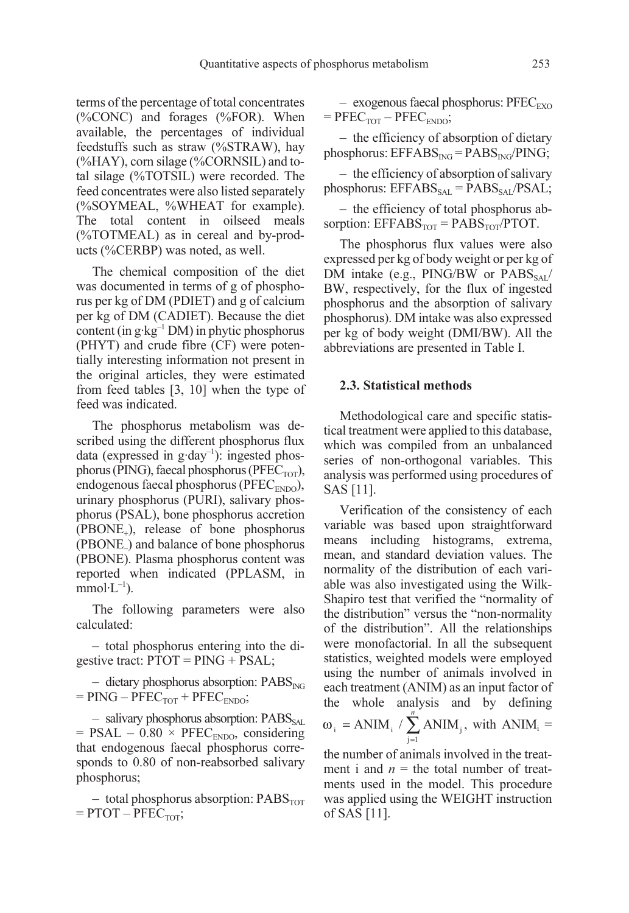terms of the percentage of total concentrates (%CONC) and forages (%FOR). When available, the percentages of individual feedstuffs such as straw (%STRAW), hay (%HAY), corn silage (%CORNSIL) and total silage (%TOTSIL) were recorded. The feed concentrates were also listed separately (%SOYMEAL, %WHEAT for example). The total content in oilseed meals (%TOTMEAL) as in cereal and by-products (%CERBP) was noted, as well.

The chemical composition of the diet was documented in terms of g of phosphorus per kg of DM (PDIET) and g of calcium per kg of DM (CADIET). Because the diet content (in $g \cdot kg^{-1}$ DM) in phytic phosphorus (PHYT) and crude fibre (CF) were potentially interesting information not present in the original articles, they were estimated from feed tables [3, 10] when the type of feed was indicated.

The phosphorus metabolism was described using the different phosphorus flux data (expressed in $g \cdot day^{-1}$): ingested phosphorus (PING), faecal phosphorus ($PFEC_{TOT}$), endogenous faecal phosphorus ($PFEC_{ENDO}$), urinary phosphorus (PURI), salivary phosphorus (PSAL), bone phosphorus accretion ($PBONE_{+}$), release of bone phosphorus ($PBONE_{-}$) and balance of bone phosphorus (PBONE). Plasma phosphorus content was reported when indicated (PPLASM, in $mmol \cdot L^{-1}$).

The following parameters were also calculated:

– total phosphorus entering into the digestive tract: PTOT = PING + PSAL;

– dietary phosphorus absorption: $PABS_{ING} = PING - PFEC_{TOT} + PFEC_{ENDO}$;

– salivary phosphorus absorption: $PABS_{SAL} = PSAL - 0.80 \times PFEC_{ENDO}$, considering that endogenous faecal phosphorus corresponds to 0.80 of non-reabsorbed salivary phosphorus;

– total phosphorus absorption: $PABS_{TOT} = PTOT - PFEC_{TOT}$;

– exogenous faecal phosphorus: $PFEC_{EXO} = PFEC_{TOT} - PFEC_{ENDO}$;

– the efficiency of absorption of dietary phosphorus: $EFFABS_{ING} = PABS_{ING}/PING$;

– the efficiency of absorption of salivary phosphorus: $EFFABS_{SAL} = PABS_{SAL}/PSAL$;

– the efficiency of total phosphorus absorption: $EFFABS_{TOT} = PABS_{TOT}/PTOT$.

The phosphorus flux values were also expressed per kg of body weight or per kg of DM intake (e.g., PING/BW or $PABS_{SAL}$/BW, respectively, for the flux of ingested phosphorus and the absorption of salivary phosphorus). DM intake was also expressed per kg of body weight (DMI/BW). All the abbreviations are presented in Table I.

### 2.3. Statistical methods

Methodological care and specific statistical treatment were applied to this database, which was compiled from an unbalanced series of non-orthogonal variables. This analysis was performed using procedures of SAS [11].

Verification of the consistency of each variable was based upon straightforward means including histograms, extrema, mean, and standard deviation values. The normality of the distribution of each variable was also investigated using the Wilk-Shapiro test that verified the "normality of the distribution" versus the "non-normality of the distribution". All the relationships were monofactorial. In all the subsequent statistics, weighted models were employed using the number of animals involved in each treatment (ANIM) as an input factor of the whole analysis and by defining $\omega_i = ANIM_i / \sum_{j=1}^{n} ANIM_j$, with $ANIM_i$ = the number of animals involved in the treatment i and $n$ = the total number of treatments used in the model. This procedure was applied using the WEIGHT instruction of SAS [11].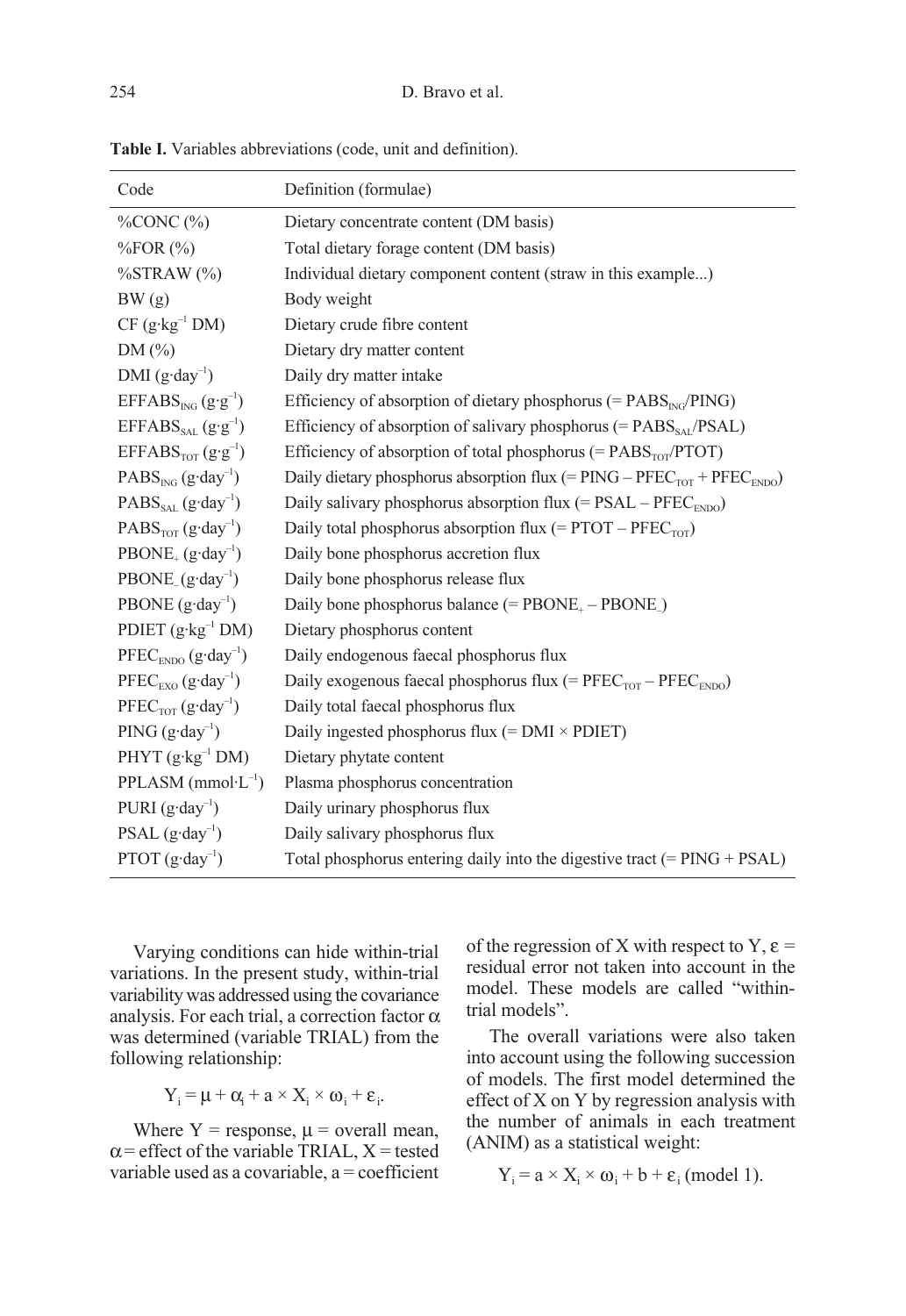**Table I.** Variables abbreviations (code, unit and definition).

| Code | Definition (formulae) |
|---|---|
| %CONC (%) | Dietary concentrate content (DM basis) |
| %FOR (%) | Total dietary forage content (DM basis) |
| %STRAW (%) | Individual dietary component content (straw in this example...) |
| BW (g) | Body weight |
| CF ($g \cdot kg^{-1}$ DM) | Dietary crude fibre content |
| DM (%) | Dietary dry matter content |
| DMI ($g \cdot day^{-1}$) | Daily dry matter intake |
| $EFFABS_{ING}$ ($g \cdot g^{-1}$) | Efficiency of absorption of dietary phosphorus (= $PABS_{ING}$/PING) |
| $EFFABS_{SAL}$ ($g \cdot g^{-1}$) | Efficiency of absorption of salivary phosphorus (= $PABS_{SAL}$/PSAL) |
| $EFFABS_{TOT}$ ($g \cdot g^{-1}$) | Efficiency of absorption of total phosphorus (= $PABS_{TOT}$/PTOT) |
| $PABS_{ING}$ ($g \cdot day^{-1}$) | Daily dietary phosphorus absorption flux (= PING – $PFEC_{TOT}$ + $PFEC_{ENDO}$) |
| $PABS_{SAL}$ ($g \cdot day^{-1}$) | Daily salivary phosphorus absorption flux (= PSAL – $PFEC_{ENDO}$) |
| $PABS_{TOT}$ ($g \cdot day^{-1}$) | Daily total phosphorus absorption flux (= PTOT – $PFEC_{TOT}$) |
| $PBONE_+$ ($g \cdot day^{-1}$) | Daily bone phosphorus accretion flux |
| $PBONE_-$ ($g \cdot day^{-1}$) | Daily bone phosphorus release flux |
| PBONE ($g \cdot day^{-1}$) | Daily bone phosphorus balance (= $PBONE_+$ – $PBONE_-$) |
| PDIET ($g \cdot kg^{-1}$ DM) | Dietary phosphorus content |
| $PFEC_{ENDO}$ ($g \cdot day^{-1}$) | Daily endogenous faecal phosphorus flux |
| $PFEC_{EXO}$ ($g \cdot day^{-1}$) | Daily exogenous faecal phosphorus flux (= $PFEC_{TOT}$ – $PFEC_{ENDO}$) |
| $PFEC_{TOT}$ ($g \cdot day^{-1}$) | Daily total faecal phosphorus flux |
| PING ($g \cdot day^{-1}$) | Daily ingested phosphorus flux (= DMI × PDIET) |
| PHYT ($g \cdot kg^{-1}$ DM) | Dietary phytate content |
| PPLASM ($mmol \cdot L^{-1}$) | Plasma phosphorus concentration |
| PURI ($g \cdot day^{-1}$) | Daily urinary phosphorus flux |
| PSAL ($g \cdot day^{-1}$) | Daily salivary phosphorus flux |
| PTOT ($g \cdot day^{-1}$) | Total phosphorus entering daily into the digestive tract (= PING + PSAL) |

Varying conditions can hide within-trial variations. In the present study, within-trial variability was addressed using the covariance analysis. For each trial, a correction factor $\alpha$ was determined (variable TRIAL) from the following relationship:

$$Y_i = \mu + \alpha_i + a \times X_i \times \omega_i + \varepsilon_i.$$

Where Y = response, $\mu$ = overall mean, $\alpha$ = effect of the variable TRIAL, X = tested variable used as a covariable, a = coefficient of the regression of X with respect to Y, $\varepsilon$ = residual error not taken into account in the model. These models are called "within-trial models".

The overall variations were also taken into account using the following succession of models. The first model determined the effect of X on Y by regression analysis with the number of animals in each treatment (ANIM) as a statistical weight:

$$Y_i = a \times X_i \times \omega_i + b + \varepsilon_i \text{ (model 1).}$$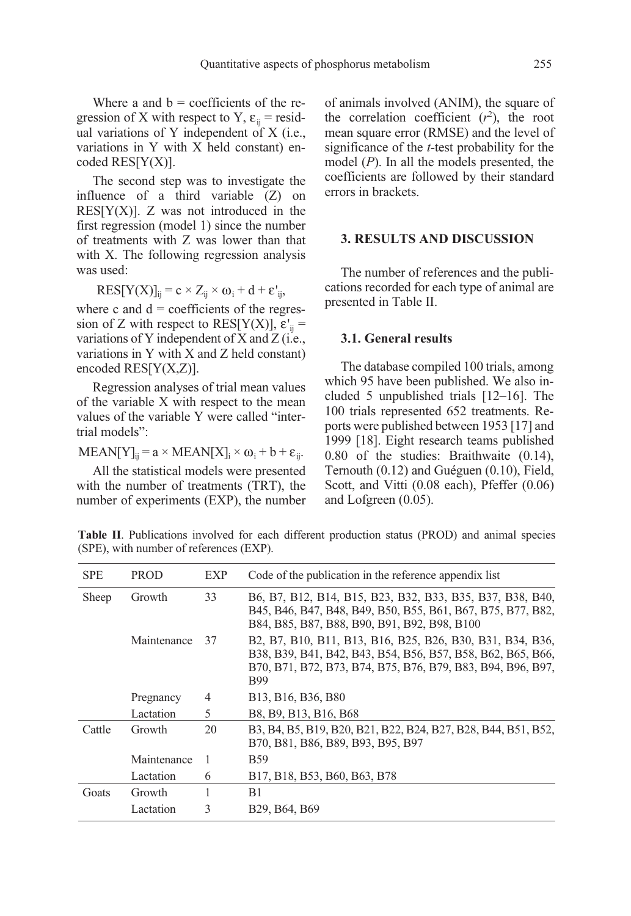Where a and b = coefficients of the regression of X with respect to Y, $\varepsilon_{ij}$ = residual variations of Y independent of X (i.e., variations in Y with X held constant) encoded RES[Y(X)].

The second step was to investigate the influence of a third variable (Z) on RES[Y(X)]. Z was not introduced in the first regression (model 1) since the number of treatments with Z was lower than that with X. The following regression analysis was used:

$$\text{RES}[Y(X)]_{ij} = c \times Z_{ij} \times \omega_i + d + \varepsilon'_{ij},$$

where c and d = coefficients of the regression of Z with respect to RES[Y(X)], $\varepsilon'_{ij}$ = variations of Y independent of X and Z (i.e., variations in Y with X and Z held constant) encoded RES[Y(X,Z)].

Regression analyses of trial mean values of the variable X with respect to the mean values of the variable Y were called "inter-trial models":

$$\text{MEAN}[Y]_{ij} = a \times \text{MEAN}[X]_i \times \omega_i + b + \varepsilon_{ij}.$$

All the statistical models were presented with the number of treatments (TRT), the number of experiments (EXP), the number of animals involved (ANIM), the square of the correlation coefficient ($r^2$), the root mean square error (RMSE) and the level of significance of the *t*-test probability for the model (*P*). In all the models presented, the coefficients are followed by their standard errors in brackets.

## 3. RESULTS AND DISCUSSION

The number of references and the publications recorded for each type of animal are presented in Table II.

### 3.1. General results

The database compiled 100 trials, among which 95 have been published. We also included 5 unpublished trials [12–16]. The 100 trials represented 652 treatments. Reports were published between 1953 [17] and 1999 [18]. Eight research teams published 0.80 of the studies: Braithwaite (0.14), Ternouth (0.12) and Guéguen (0.10), Field, Scott, and Vitti (0.08 each), Pfeffer (0.06) and Lofgreen (0.05).

**Table II**. Publications involved for each different production status (PROD) and animal species (SPE), with number of references (EXP).

| SPE | PROD | EXP | Code of the publication in the reference appendix list |
|---|---|---|---|
| Sheep | Growth | 33 | B6, B7, B12, B14, B15, B23, B32, B33, B35, B37, B38, B40, B45, B46, B47, B48, B49, B50, B55, B61, B67, B75, B77, B82, B84, B85, B87, B88, B90, B91, B92, B98, B100 |
| | Maintenance | 37 | B2, B7, B10, B11, B13, B16, B25, B26, B30, B31, B34, B36, B38, B39, B41, B42, B43, B54, B56, B57, B58, B62, B65, B66, B70, B71, B72, B73, B74, B75, B76, B79, B83, B94, B96, B97, B99 |
| | Pregnancy | 4 | B13, B16, B36, B80 |
| | Lactation | 5 | B8, B9, B13, B16, B68 |
| Cattle | Growth | 20 | B3, B4, B5, B19, B20, B21, B22, B24, B27, B28, B44, B51, B52, B70, B81, B86, B89, B93, B95, B97 |
| | Maintenance | 1 | B59 |
| | Lactation | 6 | B17, B18, B53, B60, B63, B78 |
| Goats | Growth | 1 | B1 |
| | Lactation | 3 | B29, B64, B69 |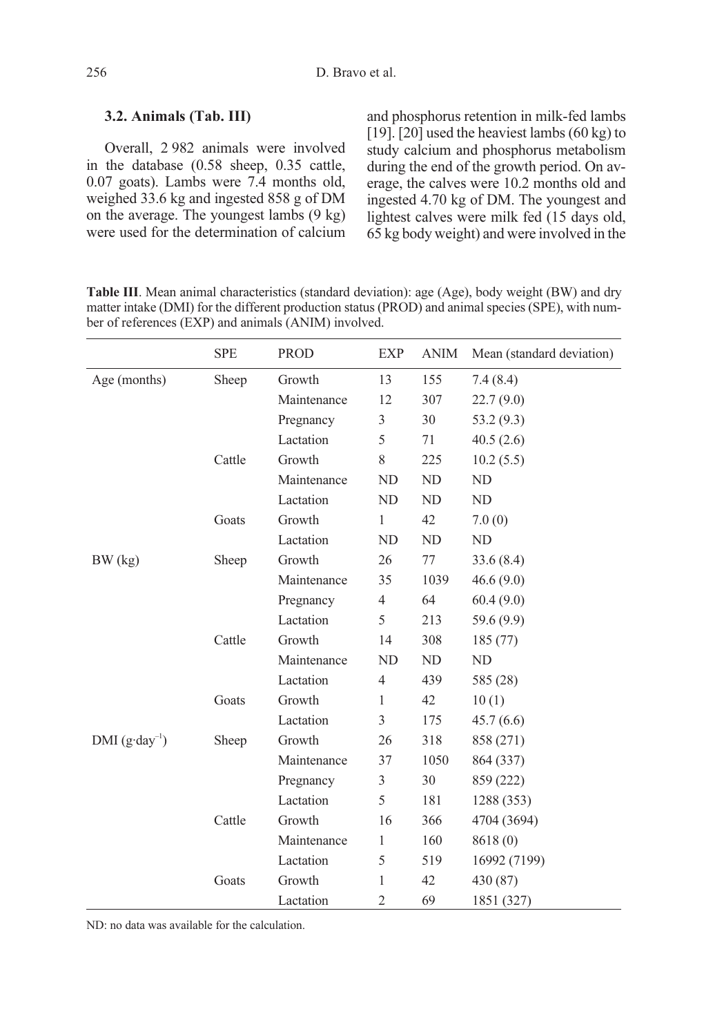### 3.2. Animals (Tab. III)

Overall, 2 982 animals were involved in the database (0.58 sheep, 0.35 cattle, 0.07 goats). Lambs were 7.4 months old, weighed 33.6 kg and ingested 858 g of DM on the average. The youngest lambs (9 kg) were used for the determination of calcium and phosphorus retention in milk-fed lambs [19]. [20] used the heaviest lambs (60 kg) to study calcium and phosphorus metabolism during the end of the growth period. On average, the calves were 10.2 months old and ingested 4.70 kg of DM. The youngest and lightest calves were milk fed (15 days old, 65 kg body weight) and were involved in the

**Table III**. Mean animal characteristics (standard deviation): age (Age), body weight (BW) and dry matter intake (DMI) for the different production status (PROD) and animal species (SPE), with number of references (EXP) and animals (ANIM) involved.

| | SPE | PROD | EXP | ANIM | Mean (standard deviation) |
|---|---|---|---|---|---|
| Age (months) | Sheep | Growth | 13 | 155 | 7.4 (8.4) |
| | | Maintenance | 12 | 307 | 22.7 (9.0) |
| | | Pregnancy | 3 | 30 | 53.2 (9.3) |
| | | Lactation | 5 | 71 | 40.5 (2.6) |
| | Cattle | Growth | 8 | 225 | 10.2 (5.5) |
| | | Maintenance | ND | ND | ND |
| | | Lactation | ND | ND | ND |
| | Goats | Growth | 1 | 42 | 7.0 (0) |
| | | Lactation | ND | ND | ND |
| BW (kg) | Sheep | Growth | 26 | 77 | 33.6 (8.4) |
| | | Maintenance | 35 | 1039 | 46.6 (9.0) |
| | | Pregnancy | 4 | 64 | 60.4 (9.0) |
| | | Lactation | 5 | 213 | 59.6 (9.9) |
| | Cattle | Growth | 14 | 308 | 185 (77) |
| | | Maintenance | ND | ND | ND |
| | | Lactation | 4 | 439 | 585 (28) |
| | Goats | Growth | 1 | 42 | 10 (1) |
| | | Lactation | 3 | 175 | 45.7 (6.6) |
| DMI ($g \cdot day^{-1}$) | Sheep | Growth | 26 | 318 | 858 (271) |
| | | Maintenance | 37 | 1050 | 864 (337) |
| | | Pregnancy | 3 | 30 | 859 (222) |
| | | Lactation | 5 | 181 | 1288 (353) |
| | Cattle | Growth | 16 | 366 | 4704 (3694) |
| | | Maintenance | 1 | 160 | 8618 (0) |
| | | Lactation | 5 | 519 | 16992 (7199) |
| | Goats | Growth | 1 | 42 | 430 (87) |
| | | Lactation | 2 | 69 | 1851 (327) |

ND: no data was available for the calculation.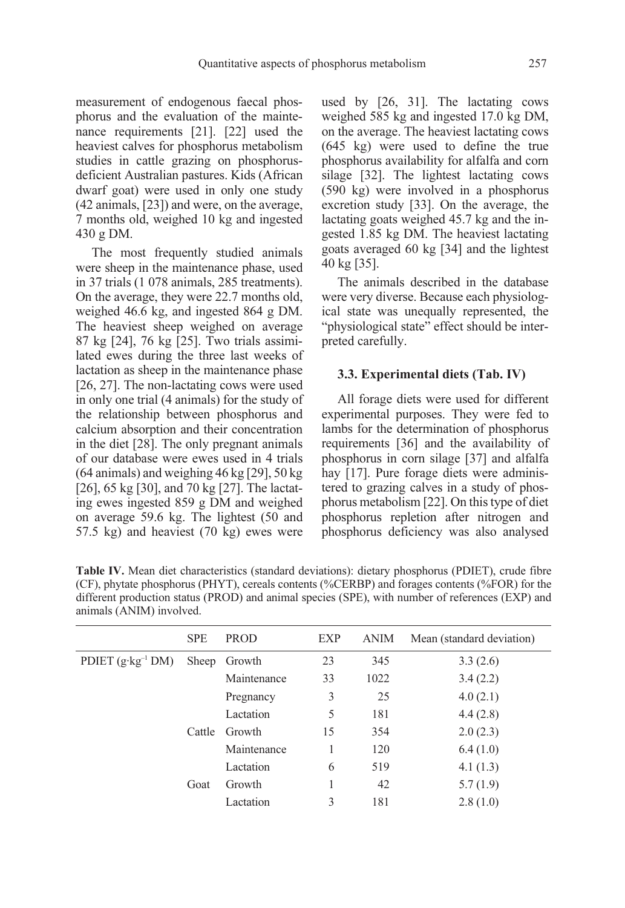measurement of endogenous faecal phosphorus and the evaluation of the maintenance requirements [21]. [22] used the heaviest calves for phosphorus metabolism studies in cattle grazing on phosphorus-deficient Australian pastures. Kids (African dwarf goat) were used in only one study (42 animals, [23]) and were, on the average, 7 months old, weighed 10 kg and ingested 430 g DM.

The most frequently studied animals were sheep in the maintenance phase, used in 37 trials (1 078 animals, 285 treatments). On the average, they were 22.7 months old, weighed 46.6 kg, and ingested 864 g DM. The heaviest sheep weighed on average 87 kg [24], 76 kg [25]. Two trials assimilated ewes during the three last weeks of lactation as sheep in the maintenance phase [26, 27]. The non-lactating cows were used in only one trial (4 animals) for the study of the relationship between phosphorus and calcium absorption and their concentration in the diet [28]. The only pregnant animals of our database were ewes used in 4 trials (64 animals) and weighing 46 kg [29], 50 kg [26], 65 kg [30], and 70 kg [27]. The lactating ewes ingested 859 g DM and weighed on average 59.6 kg. The lightest (50 and 57.5 kg) and heaviest (70 kg) ewes were used by [26, 31]. The lactating cows weighed 585 kg and ingested 17.0 kg DM, on the average. The heaviest lactating cows (645 kg) were used to define the true phosphorus availability for alfalfa and corn silage [32]. The lightest lactating cows (590 kg) were involved in a phosphorus excretion study [33]. On the average, the lactating goats weighed 45.7 kg and the ingested 1.85 kg DM. The heaviest lactating goats averaged 60 kg [34] and the lightest 40 kg [35].

The animals described in the database were very diverse. Because each physiological state was unequally represented, the "physiological state" effect should be interpreted carefully.

### 3.3. Experimental diets (Tab. IV)

All forage diets were used for different experimental purposes. They were fed to lambs for the determination of phosphorus requirements [36] and the availability of phosphorus in corn silage [37] and alfalfa hay [17]. Pure forage diets were administered to grazing calves in a study of phosphorus metabolism [22]. On this type of diet phosphorus repletion after nitrogen and phosphorus deficiency was also analysed

**Table IV.** Mean diet characteristics (standard deviations): dietary phosphorus (PDIET), crude fibre (CF), phytate phosphorus (PHYT), cereals contents (%CERBP) and forages contents (%FOR) for the different production status (PROD) and animal species (SPE), with number of references (EXP) and animals (ANIM) involved.

| | SPE | PROD | EXP | ANIM | Mean (standard deviation) |
|---|---|---|---|---|---|
| PDIET (g·kg$^{-1}$ DM) | Sheep | Growth | 23 | 345 | 3.3 (2.6) |
| | | Maintenance | 33 | 1022 | 3.4 (2.2) |
| | | Pregnancy | 3 | 25 | 4.0 (2.1) |
| | | Lactation | 5 | 181 | 4.4 (2.8) |
| | Cattle | Growth | 15 | 354 | 2.0 (2.3) |
| | | Maintenance | 1 | 120 | 6.4 (1.0) |
| | | Lactation | 6 | 519 | 4.1 (1.3) |
| | Goat | Growth | 1 | 42 | 5.7 (1.9) |
| | | Lactation | 3 | 181 | 2.8 (1.0) |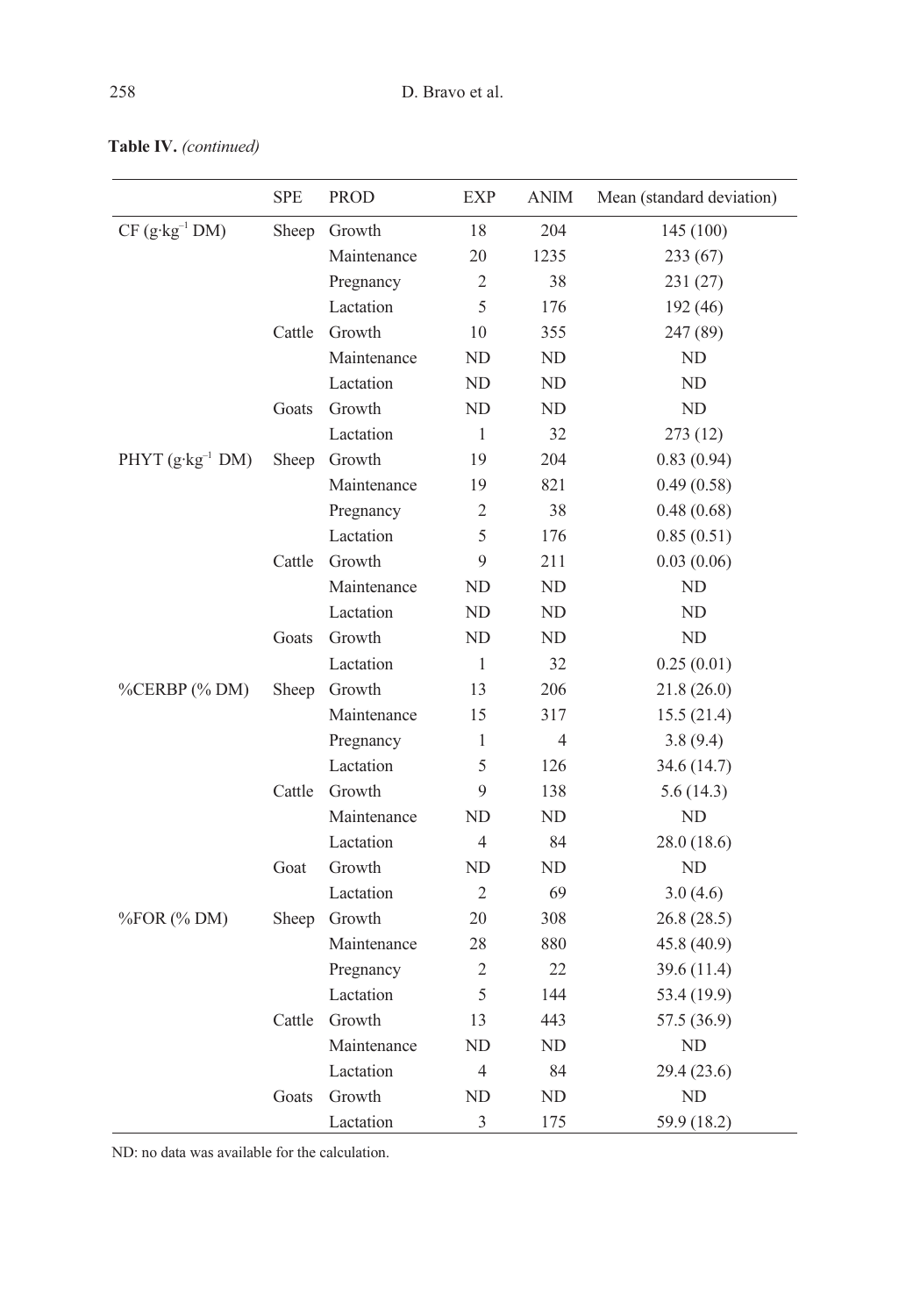**Table IV.** *(continued)*

| | SPE | PROD | EXP | ANIM | Mean (standard deviation) |
|---|---|---|---|---|---|
| CF ($g \cdot kg^{-1}$ DM) | Sheep | Growth | 18 | 204 | 145 (100) |
| | | Maintenance | 20 | 1235 | 233 (67) |
| | | Pregnancy | 2 | 38 | 231 (27) |
| | | Lactation | 5 | 176 | 192 (46) |
| | Cattle | Growth | 10 | 355 | 247 (89) |
| | | Maintenance | ND | ND | ND |
| | | Lactation | ND | ND | ND |
| | Goats | Growth | ND | ND | ND |
| | | Lactation | 1 | 32 | 273 (12) |
| PHYT ($g \cdot kg^{-1}$ DM) | Sheep | Growth | 19 | 204 | 0.83 (0.94) |
| | | Maintenance | 19 | 821 | 0.49 (0.58) |
| | | Pregnancy | 2 | 38 | 0.48 (0.68) |
| | | Lactation | 5 | 176 | 0.85 (0.51) |
| | Cattle | Growth | 9 | 211 | 0.03 (0.06) |
| | | Maintenance | ND | ND | ND |
| | | Lactation | ND | ND | ND |
| | Goats | Growth | ND | ND | ND |
| | | Lactation | 1 | 32 | 0.25 (0.01) |
| %CERBP (% DM) | Sheep | Growth | 13 | 206 | 21.8 (26.0) |
| | | Maintenance | 15 | 317 | 15.5 (21.4) |
| | | Pregnancy | 1 | 4 | 3.8 (9.4) |
| | | Lactation | 5 | 126 | 34.6 (14.7) |
| | Cattle | Growth | 9 | 138 | 5.6 (14.3) |
| | | Maintenance | ND | ND | ND |
| | | Lactation | 4 | 84 | 28.0 (18.6) |
| | Goat | Growth | ND | ND | ND |
| | | Lactation | 2 | 69 | 3.0 (4.6) |
| %FOR (% DM) | Sheep | Growth | 20 | 308 | 26.8 (28.5) |
| | | Maintenance | 28 | 880 | 45.8 (40.9) |
| | | Pregnancy | 2 | 22 | 39.6 (11.4) |
| | | Lactation | 5 | 144 | 53.4 (19.9) |
| | Cattle | Growth | 13 | 443 | 57.5 (36.9) |
| | | Maintenance | ND | ND | ND |
| | | Lactation | 4 | 84 | 29.4 (23.6) |
| | Goats | Growth | ND | ND | ND |
| | | Lactation | 3 | 175 | 59.9 (18.2) |

ND: no data was available for the calculation.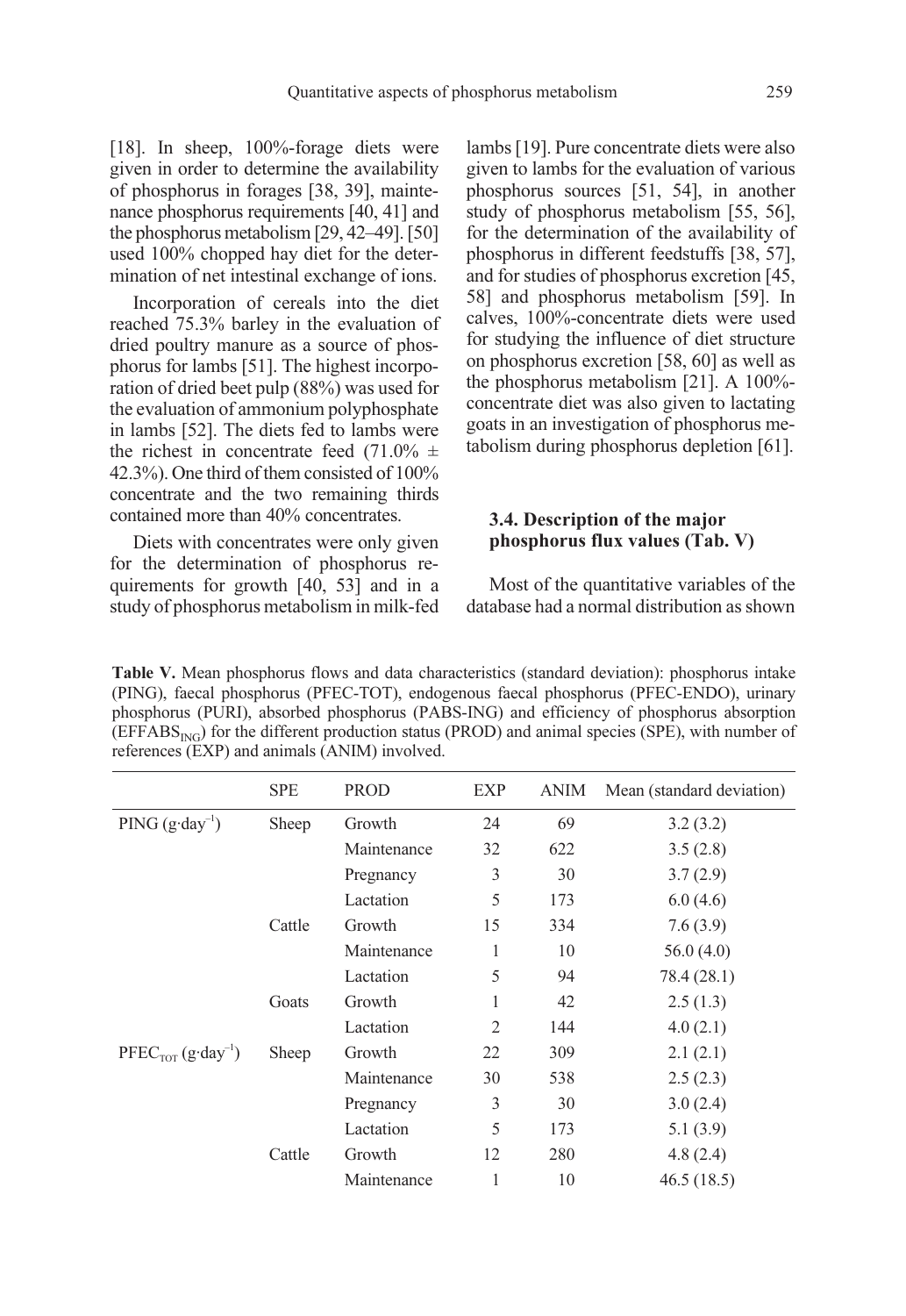[18]. In sheep, 100%-forage diets were given in order to determine the availability of phosphorus in forages [38, 39], maintenance phosphorus requirements [40, 41] and the phosphorus metabolism [29, 42–49]. [50] used 100% chopped hay diet for the determination of net intestinal exchange of ions.

Incorporation of cereals into the diet reached 75.3% barley in the evaluation of dried poultry manure as a source of phosphorus for lambs [51]. The highest incorporation of dried beet pulp (88%) was used for the evaluation of ammonium polyphosphate in lambs [52]. The diets fed to lambs were the richest in concentrate feed (71.0% ± 42.3%). One third of them consisted of 100% concentrate and the two remaining thirds contained more than 40% concentrates.

Diets with concentrates were only given for the determination of phosphorus requirements for growth [40, 53] and in a study of phosphorus metabolism in milk-fed lambs [19]. Pure concentrate diets were also given to lambs for the evaluation of various phosphorus sources [51, 54], in another study of phosphorus metabolism [55, 56], for the determination of the availability of phosphorus in different feedstuffs [38, 57], and for studies of phosphorus excretion [45, 58] and phosphorus metabolism [59]. In calves, 100%-concentrate diets were used for studying the influence of diet structure on phosphorus excretion [58, 60] as well as the phosphorus metabolism [21]. A 100%-concentrate diet was also given to lactating goats in an investigation of phosphorus metabolism during phosphorus depletion [61].

### 3.4. Description of the major phosphorus flux values (Tab. V)

Most of the quantitative variables of the database had a normal distribution as shown

**Table V.** Mean phosphorus flows and data characteristics (standard deviation): phosphorus intake (PING), faecal phosphorus (PFEC-TOT), endogenous faecal phosphorus (PFEC-ENDO), urinary phosphorus (PURI), absorbed phosphorus (PABS-ING) and efficiency of phosphorus absorption ($EFFABS_{ING}$) for the different production status (PROD) and animal species (SPE), with number of references (EXP) and animals (ANIM) involved.

| | SPE | PROD | EXP | ANIM | Mean (standard deviation) |
|---|---|---|---|---|---|
| PING ($g \cdot day^{-1}$) | Sheep | Growth | 24 | 69 | 3.2 (3.2) |
| | | Maintenance | 32 | 622 | 3.5 (2.8) |
| | | Pregnancy | 3 | 30 | 3.7 (2.9) |
| | | Lactation | 5 | 173 | 6.0 (4.6) |
| | Cattle | Growth | 15 | 334 | 7.6 (3.9) |
| | | Maintenance | 1 | 10 | 56.0 (4.0) |
| | | Lactation | 5 | 94 | 78.4 (28.1) |
| | Goats | Growth | 1 | 42 | 2.5 (1.3) |
| | | Lactation | 2 | 144 | 4.0 (2.1) |
| $PFEC_{TOT}$ ($g \cdot day^{-1}$) | Sheep | Growth | 22 | 309 | 2.1 (2.1) |
| | | Maintenance | 30 | 538 | 2.5 (2.3) |
| | | Pregnancy | 3 | 30 | 3.0 (2.4) |
| | | Lactation | 5 | 173 | 5.1 (3.9) |
| | Cattle | Growth | 12 | 280 | 4.8 (2.4) |
| | | Maintenance | 1 | 10 | 46.5 (18.5) |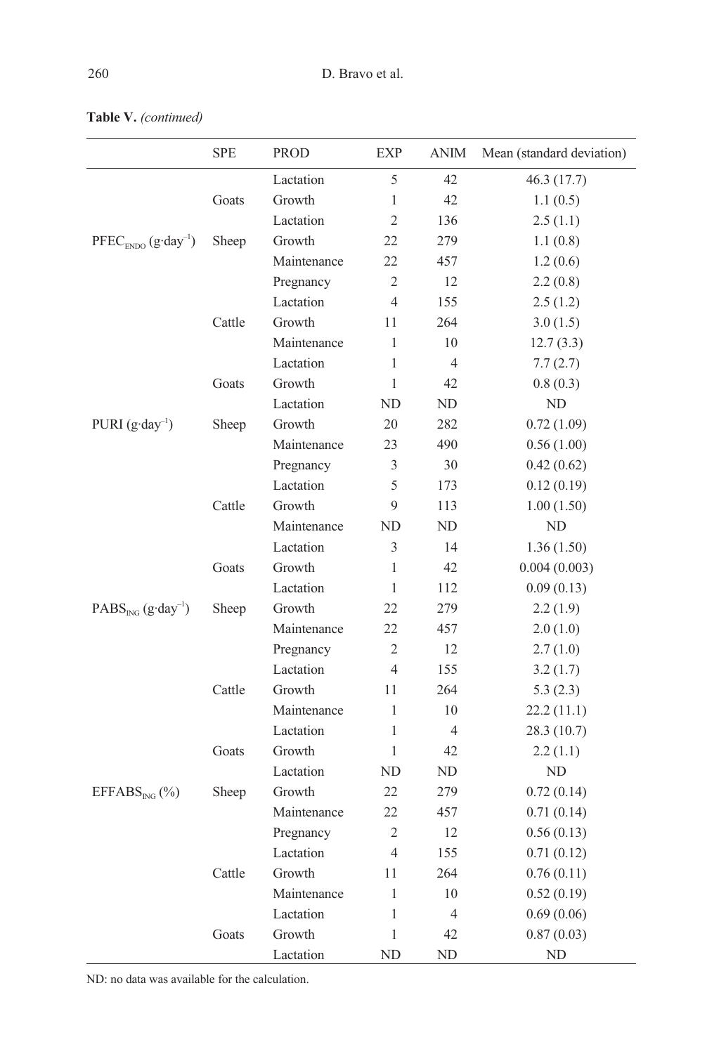**Table V.** *(continued)*

| | SPE | PROD | EXP | ANIM | Mean (standard deviation) |
|---|---|---|---|---|---|
| | | Lactation | 5 | 42 | 46.3 (17.7) |
| | Goats | Growth | 1 | 42 | 1.1 (0.5) |
| | | Lactation | 2 | 136 | 2.5 (1.1) |
| $PFEC_{ENDO}$ ($g \cdot day^{-1}$) | Sheep | Growth | 22 | 279 | 1.1 (0.8) |
| | | Maintenance | 22 | 457 | 1.2 (0.6) |
| | | Pregnancy | 2 | 12 | 2.2 (0.8) |
| | | Lactation | 4 | 155 | 2.5 (1.2) |
| | Cattle | Growth | 11 | 264 | 3.0 (1.5) |
| | | Maintenance | 1 | 10 | 12.7 (3.3) |
| | | Lactation | 1 | 4 | 7.7 (2.7) |
| | Goats | Growth | 1 | 42 | 0.8 (0.3) |
| | | Lactation | ND | ND | ND |
| PURI ($g \cdot day^{-1}$) | Sheep | Growth | 20 | 282 | 0.72 (1.09) |
| | | Maintenance | 23 | 490 | 0.56 (1.00) |
| | | Pregnancy | 3 | 30 | 0.42 (0.62) |
| | | Lactation | 5 | 173 | 0.12 (0.19) |
| | Cattle | Growth | 9 | 113 | 1.00 (1.50) |
| | | Maintenance | ND | ND | ND |
| | | Lactation | 3 | 14 | 1.36 (1.50) |
| | Goats | Growth | 1 | 42 | 0.004 (0.003) |
| | | Lactation | 1 | 112 | 0.09 (0.13) |
| $PABS_{ING}$ ($g \cdot day^{-1}$) | Sheep | Growth | 22 | 279 | 2.2 (1.9) |
| | | Maintenance | 22 | 457 | 2.0 (1.0) |
| | | Pregnancy | 2 | 12 | 2.7 (1.0) |
| | | Lactation | 4 | 155 | 3.2 (1.7) |
| | Cattle | Growth | 11 | 264 | 5.3 (2.3) |
| | | Maintenance | 1 | 10 | 22.2 (11.1) |
| | | Lactation | 1 | 4 | 28.3 (10.7) |
| | Goats | Growth | 1 | 42 | 2.2 (1.1) |
| | | Lactation | ND | ND | ND |
| $EFFABS_{ING}$ (%) | Sheep | Growth | 22 | 279 | 0.72 (0.14) |
| | | Maintenance | 22 | 457 | 0.71 (0.14) |
| | | Pregnancy | 2 | 12 | 0.56 (0.13) |
| | | Lactation | 4 | 155 | 0.71 (0.12) |
| | Cattle | Growth | 11 | 264 | 0.76 (0.11) |
| | | Maintenance | 1 | 10 | 0.52 (0.19) |
| | | Lactation | 1 | 4 | 0.69 (0.06) |
| | Goats | Growth | 1 | 42 | 0.87 (0.03) |
| | | Lactation | ND | ND | ND |

ND: no data was available for the calculation.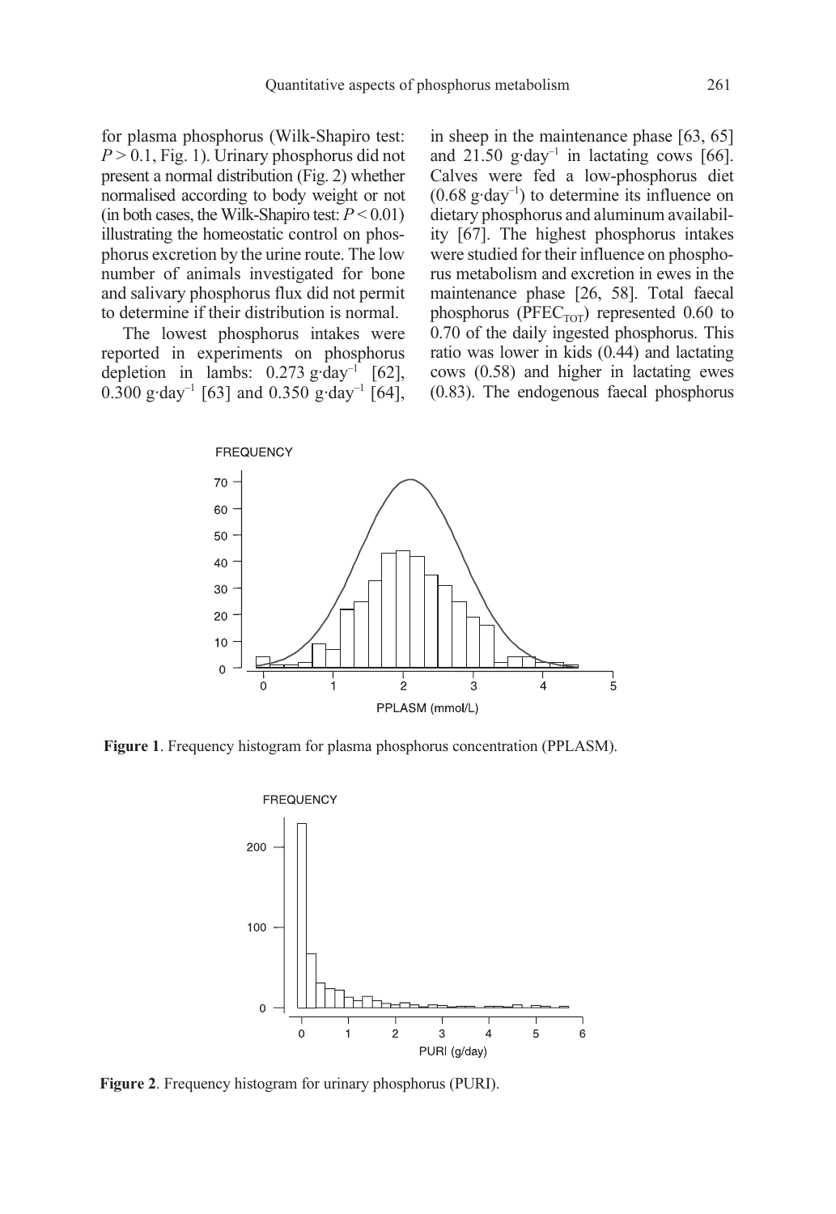for plasma phosphorus (Wilk-Shapiro test: $P > 0.1$, Fig. 1). Urinary phosphorus did not present a normal distribution (Fig. 2) whether normalised according to body weight or not (in both cases, the Wilk-Shapiro test: $P < 0.01$) illustrating the homeostatic control on phosphorus excretion by the urine route. The low number of animals investigated for bone and salivary phosphorus flux did not permit to determine if their distribution is normal.

The lowest phosphorus intakes were reported in experiments on phosphorus depletion in lambs: 0.273 $g \cdot day^{-1}$ [62], 0.300 $g \cdot day^{-1}$ [63] and 0.350 $g \cdot day^{-1}$ [64], in sheep in the maintenance phase [63, 65] and 21.50 $g \cdot day^{-1}$ in lactating cows [66]. Calves were fed a low-phosphorus diet (0.68 $g \cdot day^{-1}$) to determine its influence on dietary phosphorus and aluminum availability [67]. The highest phosphorus intakes were studied for their influence on phosphorus metabolism and excretion in ewes in the maintenance phase [26, 58]. Total faecal phosphorus ($PFEC_{TOT}$) represented 0.60 to 0.70 of the daily ingested phosphorus. This ratio was lower in kids (0.44) and lactating cows (0.58) and higher in lactating ewes (0.83). The endogenous faecal phosphorus

**Figure 1**. Frequency histogram for plasma phosphorus concentration (PPLASM).

**Figure 2**. Frequency histogram for urinary phosphorus (PURI).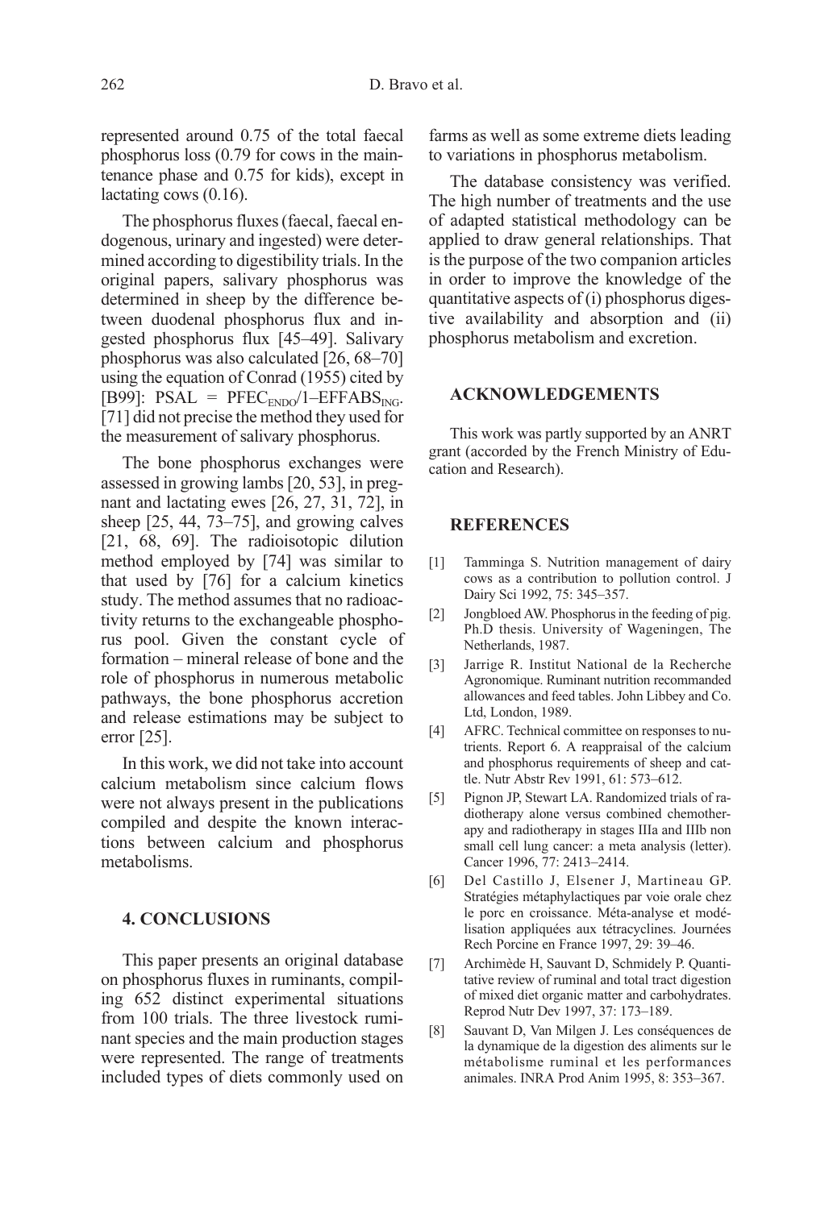represented around 0.75 of the total faecal phosphorus loss (0.79 for cows in the maintenance phase and 0.75 for kids), except in lactating cows (0.16).

The phosphorus fluxes (faecal, faecal endogenous, urinary and ingested) were determined according to digestibility trials. In the original papers, salivary phosphorus was determined in sheep by the difference between duodenal phosphorus flux and ingested phosphorus flux [45–49]. Salivary phosphorus was also calculated [26, 68–70] using the equation of Conrad (1955) cited by [B99]: $PSAL = PFEC_{ENDO}/1–EFFABS_{ING}$. [71] did not precise the method they used for the measurement of salivary phosphorus.

The bone phosphorus exchanges were assessed in growing lambs [20, 53], in pregnant and lactating ewes [26, 27, 31, 72], in sheep [25, 44, 73–75], and growing calves [21, 68, 69]. The radioisotopic dilution method employed by [74] was similar to that used by [76] for a calcium kinetics study. The method assumes that no radioactivity returns to the exchangeable phosphorus pool. Given the constant cycle of formation – mineral release of bone and the role of phosphorus in numerous metabolic pathways, the bone phosphorus accretion and release estimations may be subject to error [25].

In this work, we did not take into account calcium metabolism since calcium flows were not always present in the publications compiled and despite the known interactions between calcium and phosphorus metabolisms.

## 4. CONCLUSIONS

This paper presents an original database on phosphorus fluxes in ruminants, compiling 652 distinct experimental situations from 100 trials. The three livestock ruminant species and the main production stages were represented. The range of treatments included types of diets commonly used on farms as well as some extreme diets leading to variations in phosphorus metabolism.

The database consistency was verified. The high number of treatments and the use of adapted statistical methodology can be applied to draw general relationships. That is the purpose of the two companion articles in order to improve the knowledge of the quantitative aspects of (i) phosphorus digestive availability and absorption and (ii) phosphorus metabolism and excretion.

## ACKNOWLEDGEMENTS

This work was partly supported by an ANRT grant (accorded by the French Ministry of Education and Research).

## REFERENCES

[1] Tamminga S. Nutrition management of dairy cows as a contribution to pollution control. J Dairy Sci 1992, 75: 345–357.

[2] Jongbloed AW. Phosphorus in the feeding of pig. Ph.D thesis. University of Wageningen, The Netherlands, 1987.

[3] Jarrige R. Institut National de la Recherche Agronomique. Ruminant nutrition recommanded allowances and feed tables. John Libbey and Co. Ltd, London, 1989.

[4] AFRC. Technical committee on responses to nutrients. Report 6. A reappraisal of the calcium and phosphorus requirements of sheep and cattle. Nutr Abstr Rev 1991, 61: 573–612.

[5] Pignon JP, Stewart LA. Randomized trials of radiotherapy alone versus combined chemotherapy and radiotherapy in stages IIIa and IIIb non small cell lung cancer: a meta analysis (letter). Cancer 1996, 77: 2413–2414.

[6] Del Castillo J, Elsener J, Martineau GP. Stratégies métaphylactiques par voie orale chez le porc en croissance. Méta-analyse et modélisation appliquées aux tétracyclines. Journées Rech Porcine en France 1997, 29: 39–46.

[7] Archimède H, Sauvant D, Schmidely P. Quantitative review of ruminal and total tract digestion of mixed diet organic matter and carbohydrates. Reprod Nutr Dev 1997, 37: 173–189.

[8] Sauvant D, Van Milgen J. Les conséquences de la dynamique de la digestion des aliments sur le métabolisme ruminal et les performances animales. INRA Prod Anim 1995, 8: 353–367.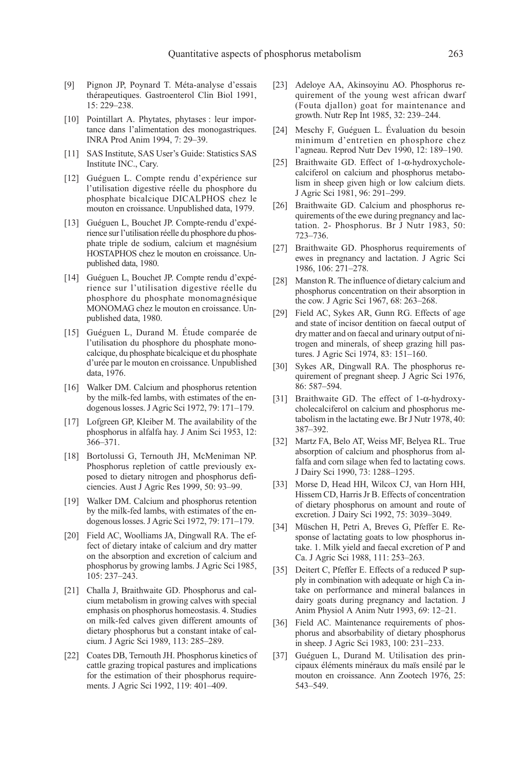[9] Pignon JP, Poynard T. Méta-analyse d'essais thérapeutiques. Gastroenterol Clin Biol 1991, 15: 229–238.

[10] Pointillart A. Phytates, phytases : leur importance dans l'alimentation des monogastriques. INRA Prod Anim 1994, 7: 29–39.

[11] SAS Institute, SAS User's Guide: Statistics SAS Institute INC., Cary.

[12] Guéguen L. Compte rendu d'expérience sur l'utilisation digestive réelle du phosphore du phosphate bicalcique DICALPHOS chez le mouton en croissance. Unpublished data, 1979.

[13] Guéguen L, Bouchet JP. Compte-rendu d'expérience sur l'utilisation réelle du phosphore du phosphate triple de sodium, calcium et magnésium HOSTAPHOS chez le mouton en croissance. Unpublished data, 1980.

[14] Guéguen L, Bouchet JP. Compte rendu d'expérience sur l'utilisation digestive réelle du phosphore du phosphate monomagnésique MONOMAG chez le mouton en croissance. Unpublished data, 1980.

[15] Guéguen L, Durand M. Étude comparée de l'utilisation du phosphore du phosphate monocalcique, du phosphate bicalcique et du phosphate d'urée par le mouton en croissance. Unpublished data, 1976.

[16] Walker DM. Calcium and phosphorus retention by the milk-fed lambs, with estimates of the endogenous losses. J Agric Sci 1972, 79: 171–179.

[17] Lofgreen GP, Kleiber M. The availability of the phosphorus in alfalfa hay. J Anim Sci 1953, 12: 366–371.

[18] Bortolussi G, Ternouth JH, McMeniman NP. Phosphorus repletion of cattle previously exposed to dietary nitrogen and phosphorus deficiencies. Aust J Agric Res 1999, 50: 93–99.

[19] Walker DM. Calcium and phosphorus retention by the milk-fed lambs, with estimates of the endogenous losses. J Agric Sci 1972, 79: 171–179.

[20] Field AC, Woolliams JA, Dingwall RA. The effect of dietary intake of calcium and dry matter on the absorption and excretion of calcium and phosphorus by growing lambs. J Agric Sci 1985, 105: 237–243.

[21] Challa J, Braithwaite GD. Phosphorus and calcium metabolism in growing calves with special emphasis on phosphorus homeostasis. 4. Studies on milk-fed calves given different amounts of dietary phosphorus but a constant intake of calcium. J Agric Sci 1989, 113: 285–289.

[22] Coates DB, Ternouth JH. Phosphorus kinetics of cattle grazing tropical pastures and implications for the estimation of their phosphorus requirements. J Agric Sci 1992, 119: 401–409.

[23] Adeloye AA, Akinsoyinu AO. Phosphorus requirement of the young west african dwarf (Fouta djallon) goat for maintenance and growth. Nutr Rep Int 1985, 32: 239–244.

[24] Meschy F, Guéguen L. Évaluation du besoin minimum d'entretien en phosphore chez l'agneau. Reprod Nutr Dev 1990, 12: 189–190.

[25] Braithwaite GD. Effect of 1-α-hydroxycholecalciferol on calcium and phosphorus metabolism in sheep given high or low calcium diets. J Agric Sci 1981, 96: 291–299.

[26] Braithwaite GD. Calcium and phosphorus requirements of the ewe during pregnancy and lactation. 2- Phosphorus. Br J Nutr 1983, 50: 723–736.

[27] Braithwaite GD. Phosphorus requirements of ewes in pregnancy and lactation. J Agric Sci 1986, 106: 271–278.

[28] Manston R. The influence of dietary calcium and phosphorus concentration on their absorption in the cow. J Agric Sci 1967, 68: 263–268.

[29] Field AC, Sykes AR, Gunn RG. Effects of age and state of incisor dentition on faecal output of dry matter and on faecal and urinary output of nitrogen and minerals, of sheep grazing hill pastures. J Agric Sci 1974, 83: 151–160.

[30] Sykes AR, Dingwall RA. The phosphorus requirement of pregnant sheep. J Agric Sci 1976, 86: 587–594.

[31] Braithwaite GD. The effect of 1-α-hydroxycholecalciferol on calcium and phosphorus metabolism in the lactating ewe. Br J Nutr 1978, 40: 387–392.

[32] Martz FA, Belo AT, Weiss MF, Belyea RL. True absorption of calcium and phosphorus from alfalfa and corn silage when fed to lactating cows. J Dairy Sci 1990, 73: 1288–1295.

[33] Morse D, Head HH, Wilcox CJ, van Horn HH, Hissem CD, Harris Jr B. Effects of concentration of dietary phosphorus on amount and route of excretion. J Dairy Sci 1992, 75: 3039–3049.

[34] Müschen H, Petri A, Breves G, Pfeffer E. Response of lactating goats to low phosphorus intake. 1. Milk yield and faecal excretion of P and Ca. J Agric Sci 1988, 111: 253–263.

[35] Deitert C, Pfeffer E. Effects of a reduced P supply in combination with adequate or high Ca intake on performance and mineral balances in dairy goats during pregnancy and lactation. J Anim Physiol A Anim Nutr 1993, 69: 12–21.

[36] Field AC. Maintenance requirements of phosphorus and absorbability of dietary phosphorus in sheep. J Agric Sci 1983, 100: 231–233.

[37] Guéguen L, Durand M. Utilisation des principaux éléments minéraux du maïs ensilé par le mouton en croissance. Ann Zootech 1976, 25: 543–549.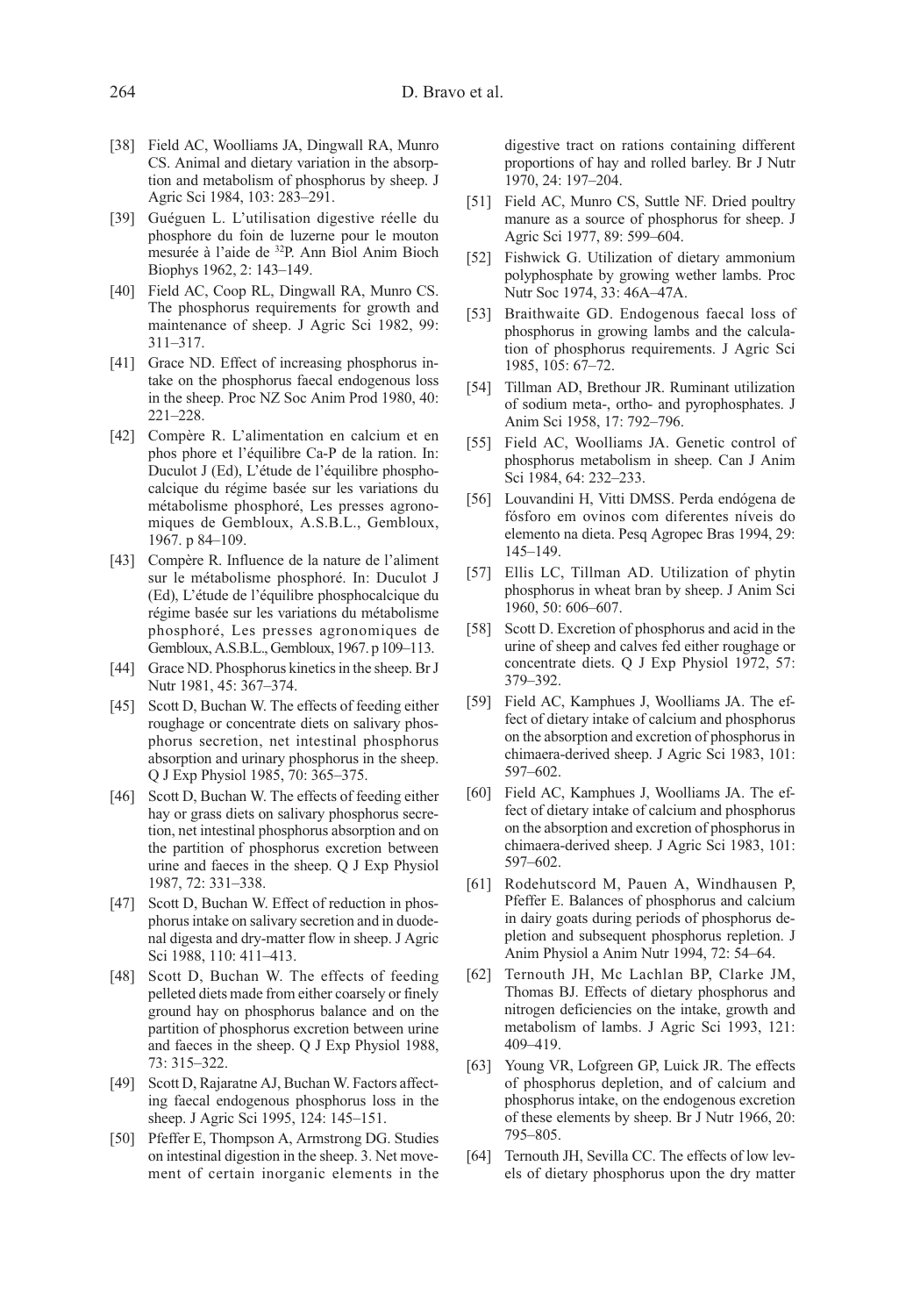[38] Field AC, Woolliams JA, Dingwall RA, Munro CS. Animal and dietary variation in the absorption and metabolism of phosphorus by sheep. J Agric Sci 1984, 103: 283–291.

[39] Guéguen L. L'utilisation digestive réelle du phosphore du foin de luzerne pour le mouton mesurée à l'aide de $^{32}$P. Ann Biol Anim Bioch Biophys 1962, 2: 143–149.

[40] Field AC, Coop RL, Dingwall RA, Munro CS. The phosphorus requirements for growth and maintenance of sheep. J Agric Sci 1982, 99: 311–317.

[41] Grace ND. Effect of increasing phosphorus intake on the phosphorus faecal endogenous loss in the sheep. Proc NZ Soc Anim Prod 1980, 40: 221–228.

[42] Compère R. L'alimentation en calcium et en phos phore et l'équilibre Ca-P de la ration. In: Duculot J (Ed), L'étude de l'équilibre phosphocalcique du régime basée sur les variations du métabolisme phosphoré, Les presses agronomiques de Gembloux, A.S.B.L., Gembloux, 1967. p 84–109.

[43] Compère R. Influence de la nature de l'aliment sur le métabolisme phosphoré. In: Duculot J (Ed), L'étude de l'équilibre phosphocalcique du régime basée sur les variations du métabolisme phosphoré, Les presses agronomiques de Gembloux, A.S.B.L., Gembloux, 1967. p 109–113.

[44] Grace ND. Phosphorus kinetics in the sheep. Br J Nutr 1981, 45: 367–374.

[45] Scott D, Buchan W. The effects of feeding either roughage or concentrate diets on salivary phosphorus secretion, net intestinal phosphorus absorption and urinary phosphorus in the sheep. Q J Exp Physiol 1985, 70: 365–375.

[46] Scott D, Buchan W. The effects of feeding either hay or grass diets on salivary phosphorus secretion, net intestinal phosphorus absorption and on the partition of phosphorus excretion between urine and faeces in the sheep. Q J Exp Physiol 1987, 72: 331–338.

[47] Scott D, Buchan W. Effect of reduction in phosphorus intake on salivary secretion and in duodenal digesta and dry-matter flow in sheep. J Agric Sci 1988, 110: 411–413.

[48] Scott D, Buchan W. The effects of feeding pelleted diets made from either coarsely or finely ground hay on phosphorus balance and on the partition of phosphorus excretion between urine and faeces in the sheep. Q J Exp Physiol 1988, 73: 315–322.

[49] Scott D, Rajaratne AJ, Buchan W. Factors affecting faecal endogenous phosphorus loss in the sheep. J Agric Sci 1995, 124: 145–151.

[50] Pfeffer E, Thompson A, Armstrong DG. Studies on intestinal digestion in the sheep. 3. Net movement of certain inorganic elements in the digestive tract on rations containing different proportions of hay and rolled barley. Br J Nutr 1970, 24: 197–204.

[51] Field AC, Munro CS, Suttle NF. Dried poultry manure as a source of phosphorus for sheep. J Agric Sci 1977, 89: 599–604.

[52] Fishwick G. Utilization of dietary ammonium polyphosphate by growing wether lambs. Proc Nutr Soc 1974, 33: 46A–47A.

[53] Braithwaite GD. Endogenous faecal loss of phosphorus in growing lambs and the calculation of phosphorus requirements. J Agric Sci 1985, 105: 67–72.

[54] Tillman AD, Brethour JR. Ruminant utilization of sodium meta-, ortho- and pyrophosphates. J Anim Sci 1958, 17: 792–796.

[55] Field AC, Woolliams JA. Genetic control of phosphorus metabolism in sheep. Can J Anim Sci 1984, 64: 232–233.

[56] Louvandini H, Vitti DMSS. Perda endógena de fósforo em ovinos com diferentes níveis do elemento na dieta. Pesq Agropec Bras 1994, 29: 145–149.

[57] Ellis LC, Tillman AD. Utilization of phytin phosphorus in wheat bran by sheep. J Anim Sci 1960, 50: 606–607.

[58] Scott D. Excretion of phosphorus and acid in the urine of sheep and calves fed either roughage or concentrate diets. Q J Exp Physiol 1972, 57: 379–392.

[59] Field AC, Kamphues J, Woolliams JA. The effect of dietary intake of calcium and phosphorus on the absorption and excretion of phosphorus in chimaera-derived sheep. J Agric Sci 1983, 101: 597–602.

[60] Field AC, Kamphues J, Woolliams JA. The effect of dietary intake of calcium and phosphorus on the absorption and excretion of phosphorus in chimaera-derived sheep. J Agric Sci 1983, 101: 597–602.

[61] Rodehutscord M, Pauen A, Windhausen P, Pfeffer E. Balances of phosphorus and calcium in dairy goats during periods of phosphorus depletion and subsequent phosphorus repletion. J Anim Physiol a Anim Nutr 1994, 72: 54–64.

[62] Ternouth JH, Mc Lachlan BP, Clarke JM, Thomas BJ. Effects of dietary phosphorus and nitrogen deficiencies on the intake, growth and metabolism of lambs. J Agric Sci 1993, 121: 409–419.

[63] Young VR, Lofgreen GP, Luick JR. The effects of phosphorus depletion, and of calcium and phosphorus intake, on the endogenous excretion of these elements by sheep. Br J Nutr 1966, 20: 795–805.

[64] Ternouth JH, Sevilla CC. The effects of low levels of dietary phosphorus upon the dry matter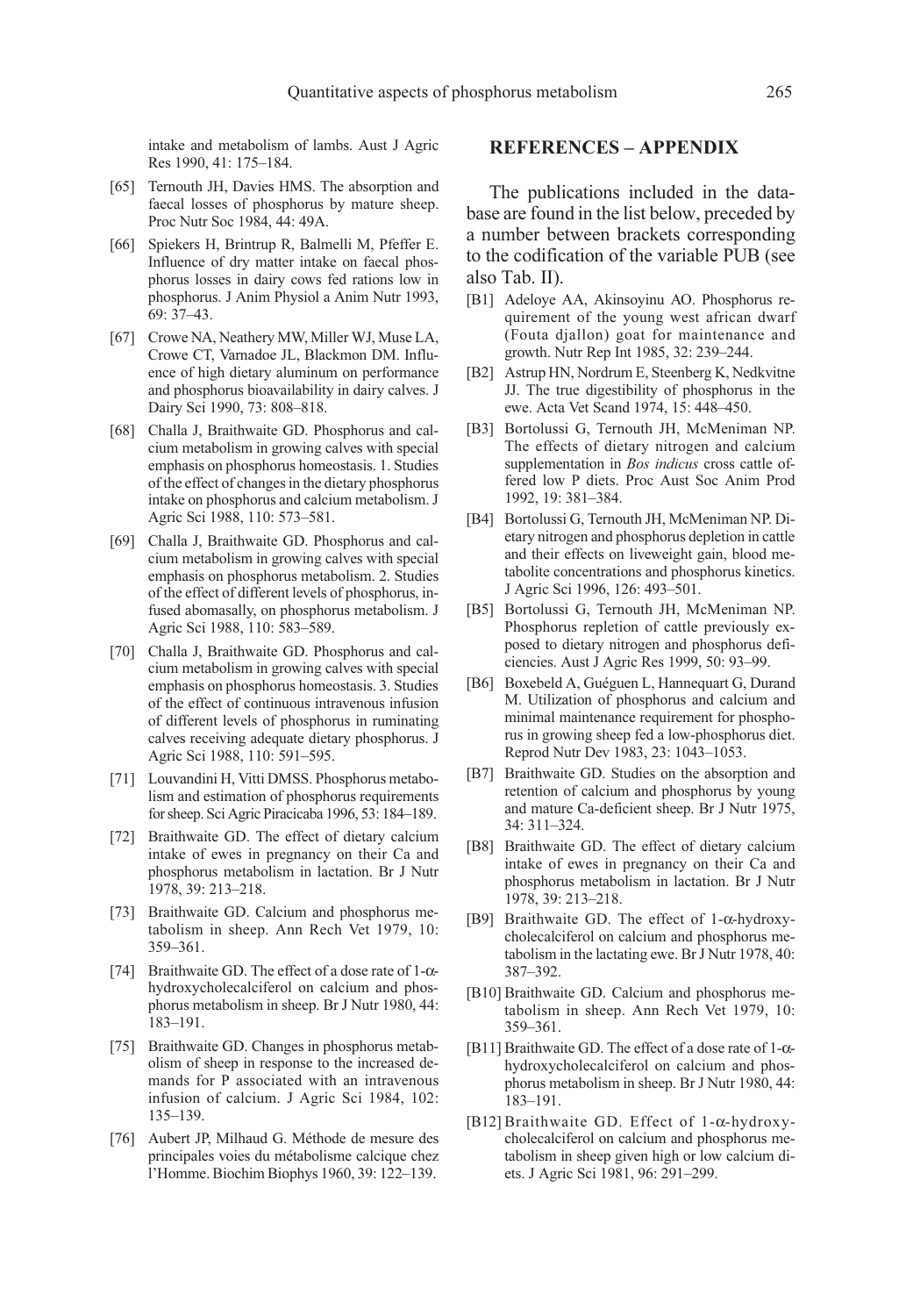intake and metabolism of lambs. Aust J Agric Res 1990, 41: 175–184.

[65] Ternouth JH, Davies HMS. The absorption and faecal losses of phosphorus by mature sheep. Proc Nutr Soc 1984, 44: 49A.

[66] Spiekers H, Brintrup R, Balmelli M, Pfeffer E. Influence of dry matter intake on faecal phosphorus losses in dairy cows fed rations low in phosphorus. J Anim Physiol a Anim Nutr 1993, 69: 37–43.

[67] Crowe NA, Neathery MW, Miller WJ, Muse LA, Crowe CT, Varnadoe JL, Blackmon DM. Influence of high dietary aluminum on performance and phosphorus bioavailability in dairy calves. J Dairy Sci 1990, 73: 808–818.

[68] Challa J, Braithwaite GD. Phosphorus and calcium metabolism in growing calves with special emphasis on phosphorus homeostasis. 1. Studies of the effect of changes in the dietary phosphorus intake on phosphorus and calcium metabolism. J Agric Sci 1988, 110: 573–581.

[69] Challa J, Braithwaite GD. Phosphorus and calcium metabolism in growing calves with special emphasis on phosphorus metabolism. 2. Studies of the effect of different levels of phosphorus, infused abomasally, on phosphorus metabolism. J Agric Sci 1988, 110: 583–589.

[70] Challa J, Braithwaite GD. Phosphorus and calcium metabolism in growing calves with special emphasis on phosphorus homeostasis. 3. Studies of the effect of continuous intravenous infusion of different levels of phosphorus in ruminating calves receiving adequate dietary phosphorus. J Agric Sci 1988, 110: 591–595.

[71] Louvandini H, Vitti DMSS. Phosphorus metabolism and estimation of phosphorus requirements for sheep. Sci Agric Piracicaba 1996, 53: 184–189.

[72] Braithwaite GD. The effect of dietary calcium intake of ewes in pregnancy on their Ca and phosphorus metabolism in lactation. Br J Nutr 1978, 39: 213–218.

[73] Braithwaite GD. Calcium and phosphorus metabolism in sheep. Ann Rech Vet 1979, 10: 359–361.

[74] Braithwaite GD. The effect of a dose rate of 1-α-hydroxycholecalciferol on calcium and phosphorus metabolism in sheep. Br J Nutr 1980, 44: 183–191.

[75] Braithwaite GD. Changes in phosphorus metabolism of sheep in response to the increased demands for P associated with an intravenous infusion of calcium. J Agric Sci 1984, 102: 135–139.

[76] Aubert JP, Milhaud G. Méthode de mesure des principales voies du métabolisme calcique chez l'Homme. Biochim Biophys 1960, 39: 122–139.

## REFERENCES – APPENDIX

The publications included in the database are found in the list below, preceded by a number between brackets corresponding to the codification of the variable PUB (see also Tab. II).

[B1] Adeloye AA, Akinsoyinu AO. Phosphorus requirement of the young west african dwarf (Fouta djallon) goat for maintenance and growth. Nutr Rep Int 1985, 32: 239–244.

[B2] Astrup HN, Nordrum E, Steenberg K, Nedkvitne JJ. The true digestibility of phosphorus in the ewe. Acta Vet Scand 1974, 15: 448–450.

[B3] Bortolussi G, Ternouth JH, McMeniman NP. The effects of dietary nitrogen and calcium supplementation in *Bos indicus* cross cattle offered low P diets. Proc Aust Soc Anim Prod 1992, 19: 381–384.

[B4] Bortolussi G, Ternouth JH, McMeniman NP. Dietary nitrogen and phosphorus depletion in cattle and their effects on liveweight gain, blood metabolite concentrations and phosphorus kinetics. J Agric Sci 1996, 126: 493–501.

[B5] Bortolussi G, Ternouth JH, McMeniman NP. Phosphorus repletion of cattle previously exposed to dietary nitrogen and phosphorus deficiencies. Aust J Agric Res 1999, 50: 93–99.

[B6] Boxebeld A, Guéguen L, Hannequart G, Durand M. Utilization of phosphorus and calcium and minimal maintenance requirement for phosphorus in growing sheep fed a low-phosphorus diet. Reprod Nutr Dev 1983, 23: 1043–1053.

[B7] Braithwaite GD. Studies on the absorption and retention of calcium and phosphorus by young and mature Ca-deficient sheep. Br J Nutr 1975, 34: 311–324.

[B8] Braithwaite GD. The effect of dietary calcium intake of ewes in pregnancy on their Ca and phosphorus metabolism in lactation. Br J Nutr 1978, 39: 213–218.

[B9] Braithwaite GD. The effect of 1-α-hydroxycholecalciferol on calcium and phosphorus metabolism in the lactating ewe. Br J Nutr 1978, 40: 387–392.

[B10] Braithwaite GD. Calcium and phosphorus metabolism in sheep. Ann Rech Vet 1979, 10: 359–361.

[B11] Braithwaite GD. The effect of a dose rate of 1-α-hydroxycholecalciferol on calcium and phosphorus metabolism in sheep. Br J Nutr 1980, 44: 183–191.

[B12] Braithwaite GD. Effect of 1-α-hydroxycholecalciferol on calcium and phosphorus metabolism in sheep given high or low calcium diets. J Agric Sci 1981, 96: 291–299.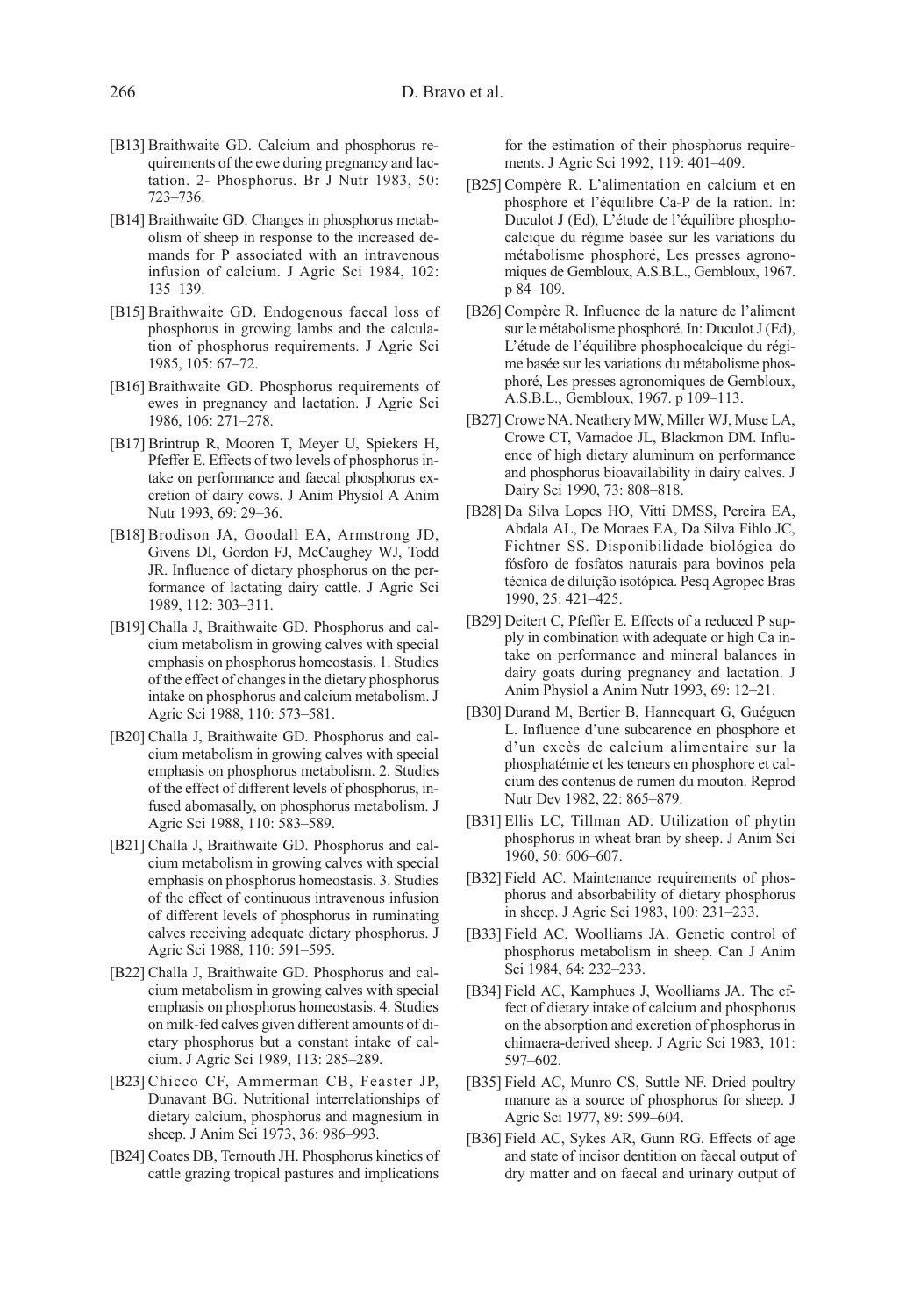[B13] Braithwaite GD. Calcium and phosphorus requirements of the ewe during pregnancy and lactation. 2- Phosphorus. Br J Nutr 1983, 50: 723–736.

[B14] Braithwaite GD. Changes in phosphorus metabolism of sheep in response to the increased demands for P associated with an intravenous infusion of calcium. J Agric Sci 1984, 102: 135–139.

[B15] Braithwaite GD. Endogenous faecal loss of phosphorus in growing lambs and the calculation of phosphorus requirements. J Agric Sci 1985, 105: 67–72.

[B16] Braithwaite GD. Phosphorus requirements of ewes in pregnancy and lactation. J Agric Sci 1986, 106: 271–278.

[B17] Brintrup R, Mooren T, Meyer U, Spiekers H, Pfeffer E. Effects of two levels of phosphorus intake on performance and faecal phosphorus excretion of dairy cows. J Anim Physiol A Anim Nutr 1993, 69: 29–36.

[B18] Brodison JA, Goodall EA, Armstrong JD, Givens DI, Gordon FJ, McCaughey WJ, Todd JR. Influence of dietary phosphorus on the performance of lactating dairy cattle. J Agric Sci 1989, 112: 303–311.

[B19] Challa J, Braithwaite GD. Phosphorus and calcium metabolism in growing calves with special emphasis on phosphorus homeostasis. 1. Studies of the effect of changes in the dietary phosphorus intake on phosphorus and calcium metabolism. J Agric Sci 1988, 110: 573–581.

[B20] Challa J, Braithwaite GD. Phosphorus and calcium metabolism in growing calves with special emphasis on phosphorus metabolism. 2. Studies of the effect of different levels of phosphorus, infused abomasally, on phosphorus metabolism. J Agric Sci 1988, 110: 583–589.

[B21] Challa J, Braithwaite GD. Phosphorus and calcium metabolism in growing calves with special emphasis on phosphorus homeostasis. 3. Studies of the effect of continuous intravenous infusion of different levels of phosphorus in ruminating calves receiving adequate dietary phosphorus. J Agric Sci 1988, 110: 591–595.

[B22] Challa J, Braithwaite GD. Phosphorus and calcium metabolism in growing calves with special emphasis on phosphorus homeostasis. 4. Studies on milk-fed calves given different amounts of dietary phosphorus but a constant intake of calcium. J Agric Sci 1989, 113: 285–289.

[B23] Chicco CF, Ammerman CB, Feaster JP, Dunavant BG. Nutritional interrelationships of dietary calcium, phosphorus and magnesium in sheep. J Anim Sci 1973, 36: 986–993.

[B24] Coates DB, Ternouth JH. Phosphorus kinetics of cattle grazing tropical pastures and implications for the estimation of their phosphorus requirements. J Agric Sci 1992, 119: 401–409.

[B25] Compère R. L'alimentation en calcium et en phosphore et l'équilibre Ca-P de la ration. In: Duculot J (Ed), L'étude de l'équilibre phosphocalcique du régime basée sur les variations du métabolisme phosphoré, Les presses agronomiques de Gembloux, A.S.B.L., Gembloux, 1967. p 84–109.

[B26] Compère R. Influence de la nature de l'aliment sur le métabolisme phosphoré. In: Duculot J (Ed), L'étude de l'équilibre phosphocalcique du régime basée sur les variations du métabolisme phosphoré, Les presses agronomiques de Gembloux, A.S.B.L., Gembloux, 1967. p 109–113.

[B27] Crowe NA. Neathery MW, Miller WJ, Muse LA, Crowe CT, Varnadoe JL, Blackmon DM. Influence of high dietary aluminum on performance and phosphorus bioavailability in dairy calves. J Dairy Sci 1990, 73: 808–818.

[B28] Da Silva Lopes HO, Vitti DMSS, Pereira EA, Abdala AL, De Moraes EA, Da Silva Fihlo JC, Fichtner SS. Disponibilidade biológica do fósforo de fosfatos naturais para bovinos pela técnica de diluição isotópica. Pesq Agropec Bras 1990, 25: 421–425.

[B29] Deitert C, Pfeffer E. Effects of a reduced P supply in combination with adequate or high Ca intake on performance and mineral balances in dairy goats during pregnancy and lactation. J Anim Physiol a Anim Nutr 1993, 69: 12–21.

[B30] Durand M, Bertier B, Hannequart G, Guéguen L. Influence d'une subcarence en phosphore et d'un excès de calcium alimentaire sur la phosphatémie et les teneurs en phosphore et calcium des contenus de rumen du mouton. Reprod Nutr Dev 1982, 22: 865–879.

[B31] Ellis LC, Tillman AD. Utilization of phytin phosphorus in wheat bran by sheep. J Anim Sci 1960, 50: 606–607.

[B32] Field AC. Maintenance requirements of phosphorus and absorbability of dietary phosphorus in sheep. J Agric Sci 1983, 100: 231–233.

[B33] Field AC, Woolliams JA. Genetic control of phosphorus metabolism in sheep. Can J Anim Sci 1984, 64: 232–233.

[B34] Field AC, Kamphues J, Woolliams JA. The effect of dietary intake of calcium and phosphorus on the absorption and excretion of phosphorus in chimaera-derived sheep. J Agric Sci 1983, 101: 597–602.

[B35] Field AC, Munro CS, Suttle NF. Dried poultry manure as a source of phosphorus for sheep. J Agric Sci 1977, 89: 599–604.

[B36] Field AC, Sykes AR, Gunn RG. Effects of age and state of incisor dentition on faecal output of dry matter and on faecal and urinary output of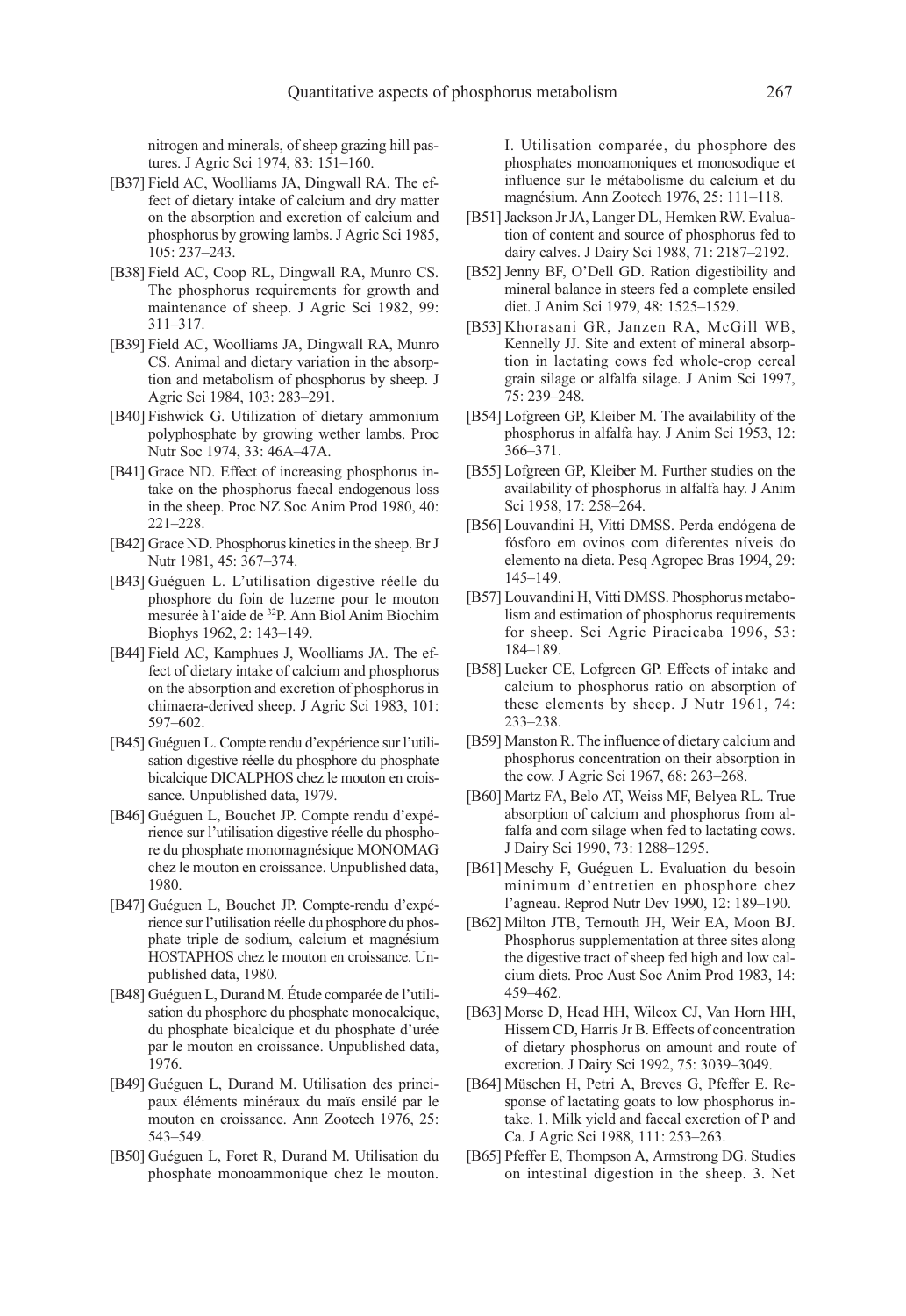nitrogen and minerals, of sheep grazing hill pastures. J Agric Sci 1974, 83: 151–160.

[B37] Field AC, Woolliams JA, Dingwall RA. The effect of dietary intake of calcium and dry matter on the absorption and excretion of calcium and phosphorus by growing lambs. J Agric Sci 1985, 105: 237–243.

[B38] Field AC, Coop RL, Dingwall RA, Munro CS. The phosphorus requirements for growth and maintenance of sheep. J Agric Sci 1982, 99: 311–317.

[B39] Field AC, Woolliams JA, Dingwall RA, Munro CS. Animal and dietary variation in the absorption and metabolism of phosphorus by sheep. J Agric Sci 1984, 103: 283–291.

[B40] Fishwick G. Utilization of dietary ammonium polyphosphate by growing wether lambs. Proc Nutr Soc 1974, 33: 46A–47A.

[B41] Grace ND. Effect of increasing phosphorus intake on the phosphorus faecal endogenous loss in the sheep. Proc NZ Soc Anim Prod 1980, 40: 221–228.

[B42] Grace ND. Phosphorus kinetics in the sheep. Br J Nutr 1981, 45: 367–374.

[B43] Guéguen L. L'utilisation digestive réelle du phosphore du foin de luzerne pour le mouton mesurée à l'aide de $^{32}$P. Ann Biol Anim Biochim Biophys 1962, 2: 143–149.

[B44] Field AC, Kamphues J, Woolliams JA. The effect of dietary intake of calcium and phosphorus on the absorption and excretion of phosphorus in chimaera-derived sheep. J Agric Sci 1983, 101: 597–602.

[B45] Guéguen L. Compte rendu d'expérience sur l'utilisation digestive réelle du phosphore du phosphate bicalcique DICALPHOS chez le mouton en croissance. Unpublished data, 1979.

[B46] Guéguen L, Bouchet JP. Compte rendu d'expérience sur l'utilisation digestive réelle du phosphore du phosphate monomagnésique MONOMAG chez le mouton en croissance. Unpublished data, 1980.

[B47] Guéguen L, Bouchet JP. Compte-rendu d'expérience sur l'utilisation réelle du phosphore du phosphate triple de sodium, calcium et magnésium HOSTAPHOS chez le mouton en croissance. Unpublished data, 1980.

[B48] Guéguen L, Durand M. Étude comparée de l'utilisation du phosphore du phosphate monocalcique, du phosphate bicalcique et du phosphate d'urée par le mouton en croissance. Unpublished data, 1976.

[B49] Guéguen L, Durand M. Utilisation des principaux éléments minéraux du maïs ensilé par le mouton en croissance. Ann Zootech 1976, 25: 543–549.

[B50] Guéguen L, Foret R, Durand M. Utilisation du phosphate monoammonique chez le mouton. I. Utilisation comparée, du phosphore des phosphates monoamoniques et monosodique et influence sur le métabolisme du calcium et du magnésium. Ann Zootech 1976, 25: 111–118.

[B51] Jackson Jr JA, Langer DL, Hemken RW. Evaluation of content and source of phosphorus fed to dairy calves. J Dairy Sci 1988, 71: 2187–2192.

[B52] Jenny BF, O'Dell GD. Ration digestibility and mineral balance in steers fed a complete ensiled diet. J Anim Sci 1979, 48: 1525–1529.

[B53] Khorasani GR, Janzen RA, McGill WB, Kennelly JJ. Site and extent of mineral absorption in lactating cows fed whole-crop cereal grain silage or alfalfa silage. J Anim Sci 1997, 75: 239–248.

[B54] Lofgreen GP, Kleiber M. The availability of the phosphorus in alfalfa hay. J Anim Sci 1953, 12: 366–371.

[B55] Lofgreen GP, Kleiber M. Further studies on the availability of phosphorus in alfalfa hay. J Anim Sci 1958, 17: 258–264.

[B56] Louvandini H, Vitti DMSS. Perda endógena de fósforo em ovinos com diferentes níveis do elemento na dieta. Pesq Agropec Bras 1994, 29: 145–149.

[B57] Louvandini H, Vitti DMSS. Phosphorus metabolism and estimation of phosphorus requirements for sheep. Sci Agric Piracicaba 1996, 53: 184–189.

[B58] Lueker CE, Lofgreen GP. Effects of intake and calcium to phosphorus ratio on absorption of these elements by sheep. J Nutr 1961, 74: 233–238.

[B59] Manston R. The influence of dietary calcium and phosphorus concentration on their absorption in the cow. J Agric Sci 1967, 68: 263–268.

[B60] Martz FA, Belo AT, Weiss MF, Belyea RL. True absorption of calcium and phosphorus from alfalfa and corn silage when fed to lactating cows. J Dairy Sci 1990, 73: 1288–1295.

[B61] Meschy F, Guéguen L. Evaluation du besoin minimum d'entretien en phosphore chez l'agneau. Reprod Nutr Dev 1990, 12: 189–190.

[B62] Milton JTB, Ternouth JH, Weir EA, Moon BJ. Phosphorus supplementation at three sites along the digestive tract of sheep fed high and low calcium diets. Proc Aust Soc Anim Prod 1983, 14: 459–462.

[B63] Morse D, Head HH, Wilcox CJ, Van Horn HH, Hissem CD, Harris Jr B. Effects of concentration of dietary phosphorus on amount and route of excretion. J Dairy Sci 1992, 75: 3039–3049.

[B64] Müschen H, Petri A, Breves G, Pfeffer E. Response of lactating goats to low phosphorus intake. 1. Milk yield and faecal excretion of P and Ca. J Agric Sci 1988, 111: 253–263.

[B65] Pfeffer E, Thompson A, Armstrong DG. Studies on intestinal digestion in the sheep. 3. Net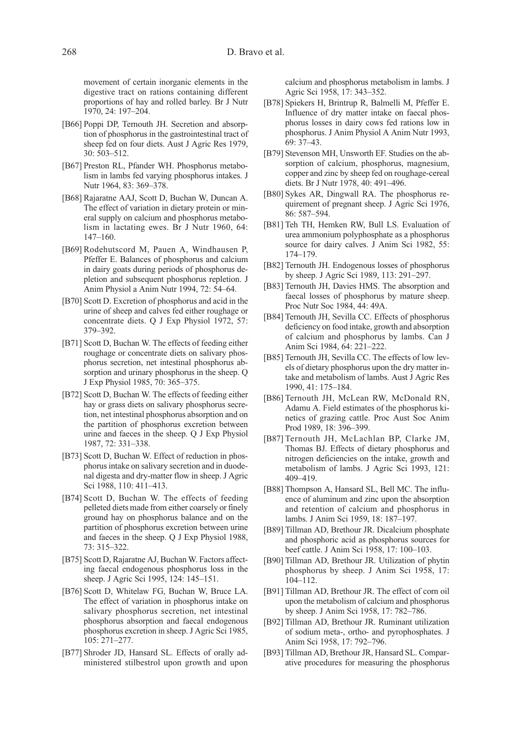movement of certain inorganic elements in the digestive tract on rations containing different proportions of hay and rolled barley. Br J Nutr 1970, 24: 197–204.

- [B66] Poppi DP, Ternouth JH. Secretion and absorption of phosphorus in the gastrointestinal tract of sheep fed on four diets. Aust J Agric Res 1979, 30: 503–512.
- [B67] Preston RL, Pfander WH. Phosphorus metabolism in lambs fed varying phosphorus intakes. J Nutr 1964, 83: 369–378.
- [B68] Rajaratne AAJ, Scott D, Buchan W, Duncan A. The effect of variation in dietary protein or mineral supply on calcium and phosphorus metabolism in lactating ewes. Br J Nutr 1960, 64: 147–160.
- [B69] Rodehutscord M, Pauen A, Windhausen P, Pfeffer E. Balances of phosphorus and calcium in dairy goats during periods of phosphorus depletion and subsequent phosphorus repletion. J Anim Physiol a Anim Nutr 1994, 72: 54–64.
- [B70] Scott D. Excretion of phosphorus and acid in the urine of sheep and calves fed either roughage or concentrate diets. Q J Exp Physiol 1972, 57: 379–392.
- [B71] Scott D, Buchan W. The effects of feeding either roughage or concentrate diets on salivary phosphorus secretion, net intestinal phosphorus absorption and urinary phosphorus in the sheep. Q J Exp Physiol 1985, 70: 365–375.
- [B72] Scott D, Buchan W. The effects of feeding either hay or grass diets on salivary phosphorus secretion, net intestinal phosphorus absorption and on the partition of phosphorus excretion between urine and faeces in the sheep. Q J Exp Physiol 1987, 72: 331–338.
- [B73] Scott D, Buchan W. Effect of reduction in phosphorus intake on salivary secretion and in duodenal digesta and dry-matter flow in sheep. J Agric Sci 1988, 110: 411–413.
- [B74] Scott D, Buchan W. The effects of feeding pelleted diets made from either coarsely or finely ground hay on phosphorus balance and on the partition of phosphorus excretion between urine and faeces in the sheep. Q J Exp Physiol 1988, 73: 315–322.
- [B75] Scott D, Rajaratne AJ, Buchan W. Factors affecting faecal endogenous phosphorus loss in the sheep. J Agric Sci 1995, 124: 145–151.
- [B76] Scott D, Whitelaw FG, Buchan W, Bruce LA. The effect of variation in phosphorus intake on salivary phosphorus secretion, net intestinal phosphorus absorption and faecal endogenous phosphorus excretion in sheep. J Agric Sci 1985, 105: 271–277.
- [B77] Shroder JD, Hansard SL. Effects of orally administered stilbestrol upon growth and upon calcium and phosphorus metabolism in lambs. J Agric Sci 1958, 17: 343–352.
- [B78] Spiekers H, Brintrup R, Balmelli M, Pfeffer E. Influence of dry matter intake on faecal phosphorus losses in dairy cows fed rations low in phosphorus. J Anim Physiol A Anim Nutr 1993, 69: 37–43.
- [B79] Stevenson MH, Unsworth EF. Studies on the absorption of calcium, phosphorus, magnesium, copper and zinc by sheep fed on roughage-cereal diets. Br J Nutr 1978, 40: 491–496.
- [B80] Sykes AR, Dingwall RA. The phosphorus requirement of pregnant sheep. J Agric Sci 1976, 86: 587–594.
- [B81] Teh TH, Hemken RW, Bull LS. Evaluation of urea ammonium polyphosphate as a phosphorus source for dairy calves. J Anim Sci 1982, 55: 174–179.
- [B82] Ternouth JH. Endogenous losses of phosphorus by sheep. J Agric Sci 1989, 113: 291–297.
- [B83] Ternouth JH, Davies HMS. The absorption and faecal losses of phosphorus by mature sheep. Proc Nutr Soc 1984, 44: 49A.
- [B84] Ternouth JH, Sevilla CC. Effects of phosphorus deficiency on food intake, growth and absorption of calcium and phosphorus by lambs. Can J Anim Sci 1984, 64: 221–222.
- [B85] Ternouth JH, Sevilla CC. The effects of low levels of dietary phosphorus upon the dry matter intake and metabolism of lambs. Aust J Agric Res 1990, 41: 175–184.
- [B86] Ternouth JH, McLean RW, McDonald RN, Adamu A. Field estimates of the phosphorus kinetics of grazing cattle. Proc Aust Soc Anim Prod 1989, 18: 396–399.
- [B87] Ternouth JH, McLachlan BP, Clarke JM, Thomas BJ. Effects of dietary phosphorus and nitrogen deficiencies on the intake, growth and metabolism of lambs. J Agric Sci 1993, 121: 409–419.
- [B88] Thompson A, Hansard SL, Bell MC. The influence of aluminum and zinc upon the absorption and retention of calcium and phosphorus in lambs. J Anim Sci 1959, 18: 187–197.
- [B89] Tillman AD, Brethour JR. Dicalcium phosphate and phosphoric acid as phosphorus sources for beef cattle. J Anim Sci 1958, 17: 100–103.
- [B90] Tillman AD, Brethour JR. Utilization of phytin phosphorus by sheep. J Anim Sci 1958, 17: 104–112.
- [B91] Tillman AD, Brethour JR. The effect of corn oil upon the metabolism of calcium and phosphorus by sheep. J Anim Sci 1958, 17: 782–786.
- [B92] Tillman AD, Brethour JR. Ruminant utilization of sodium meta-, ortho- and pyrophosphates. J Anim Sci 1958, 17: 792–796.
- [B93] Tillman AD, Brethour JR, Hansard SL. Comparative procedures for measuring the phosphorus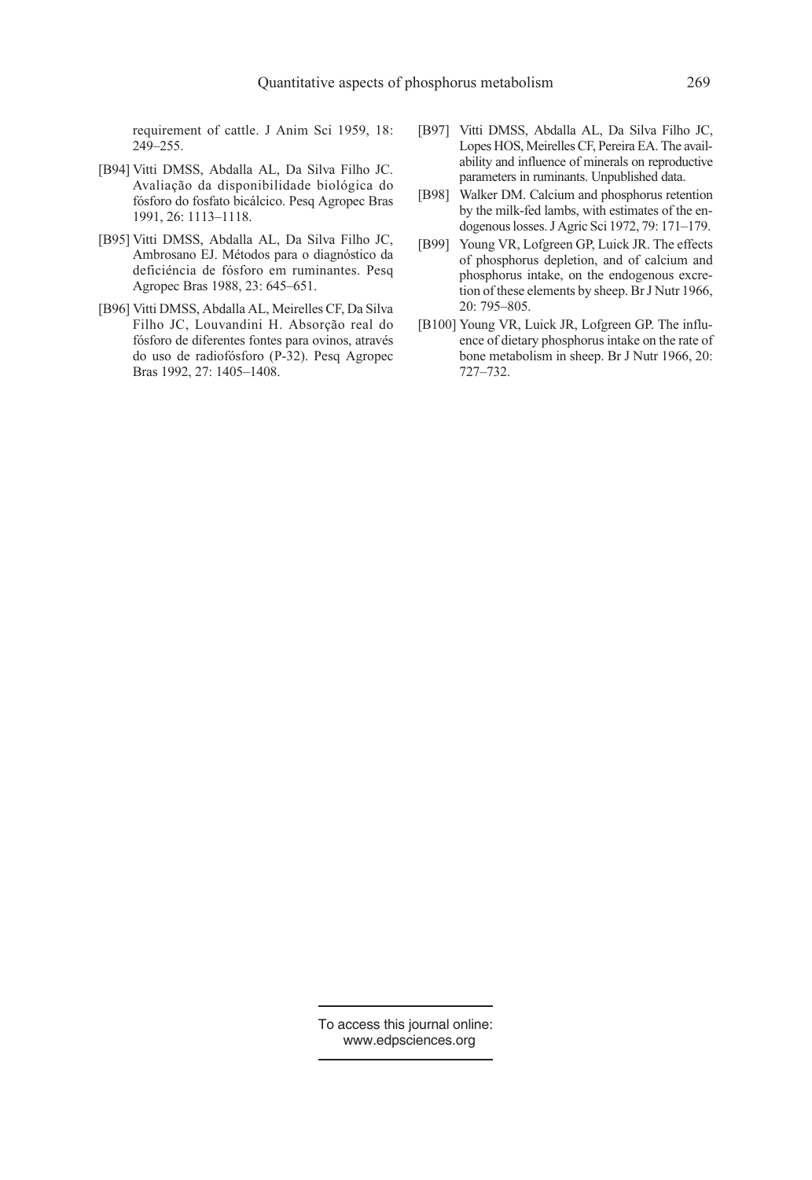requirement of cattle. J Anim Sci 1959, 18: 249–255.

[B94] Vitti DMSS, Abdalla AL, Da Silva Filho JC. Avaliação da disponibilidade biológica do fósforo do fosfato bicálcico. Pesq Agropec Bras 1991, 26: 1113–1118.

[B95] Vitti DMSS, Abdalla AL, Da Silva Filho JC, Ambrosano EJ. Métodos para o diagnóstico da deficiência de fósforo em ruminantes. Pesq Agropec Bras 1988, 23: 645–651.

[B96] Vitti DMSS, Abdalla AL, Meirelles CF, Da Silva Filho JC, Louvandini H. Absorção real do fósforo de diferentes fontes para ovinos, através do uso de radiofósforo (P-32). Pesq Agropec Bras 1992, 27: 1405–1408.

[B97] Vitti DMSS, Abdalla AL, Da Silva Filho JC, Lopes HOS, Meirelles CF, Pereira EA. The availability and influence of minerals on reproductive parameters in ruminants. Unpublished data.

[B98] Walker DM. Calcium and phosphorus retention by the milk-fed lambs, with estimates of the endogenous losses. J Agric Sci 1972, 79: 171–179.

[B99] Young VR, Lofgreen GP, Luick JR. The effects of phosphorus depletion, and of calcium and phosphorus intake, on the endogenous excretion of these elements by sheep. Br J Nutr 1966, 20: 795–805.

[B100] Young VR, Luick JR, Lofgreen GP. The influence of dietary phosphorus intake on the rate of bone metabolism in sheep. Br J Nutr 1966, 20: 727–732.

To access this journal online:
www.edpsciences.org